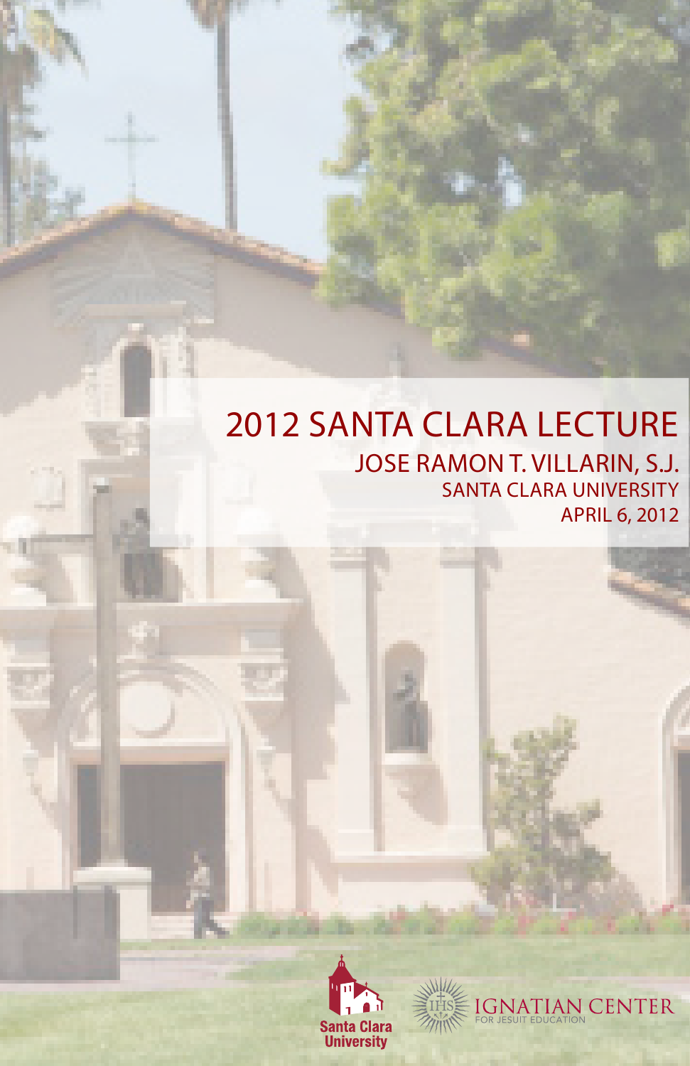# 2012 SANTA CLARA LECTURE

## JOSE RAMON T. VILLARIN, S.J.

SANTA CLARA UNIVERSITY

APRIL 6, 2012

Santa Clara University

IGNATIAN CENTER FOR JESUIT EDUCATION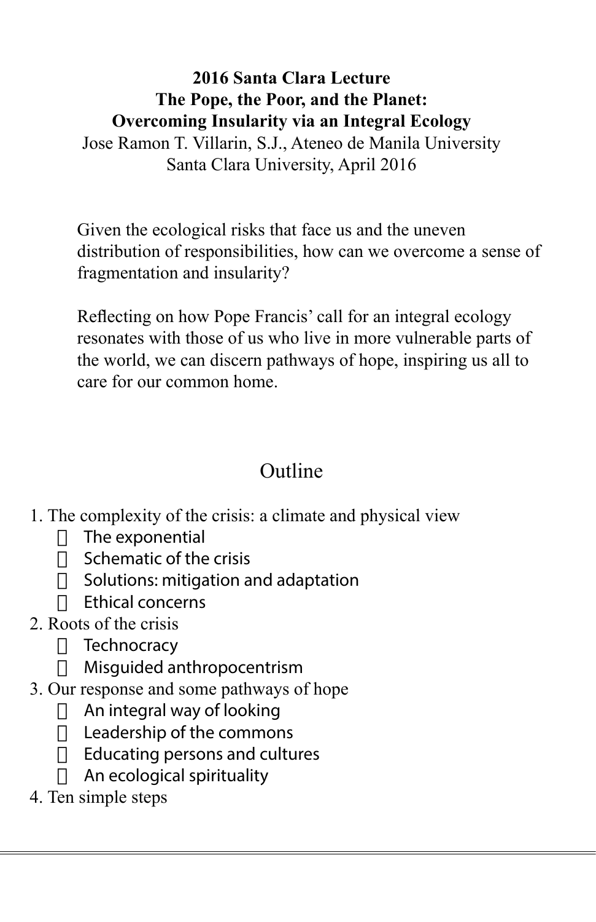**2016 Santa Clara Lecture**
**The Pope, the Poor, and the Planet:**
**Overcoming Insularity via an Integral Ecology**

Jose Ramon T. Villarin, S.J., Ateneo de Manila University
Santa Clara University, April 2016

Given the ecological risks that face us and the uneven distribution of responsibilities, how can we overcome a sense of fragmentation and insularity?

Reflecting on how Pope Francis' call for an integral ecology resonates with those of us who live in more vulnerable parts of the world, we can discern pathways of hope, inspiring us all to care for our common home.

## Outline

1. The complexity of the crisis: a climate and physical view
   - The exponential
   - Schematic of the crisis
   - Solutions: mitigation and adaptation
   - Ethical concerns
2. Roots of the crisis
   - Technocracy
   - Misguided anthropocentrism
3. Our response and some pathways of hope
   - An integral way of looking
   - Leadership of the commons
   - Educating persons and cultures
   - An ecological spirituality
4. Ten simple steps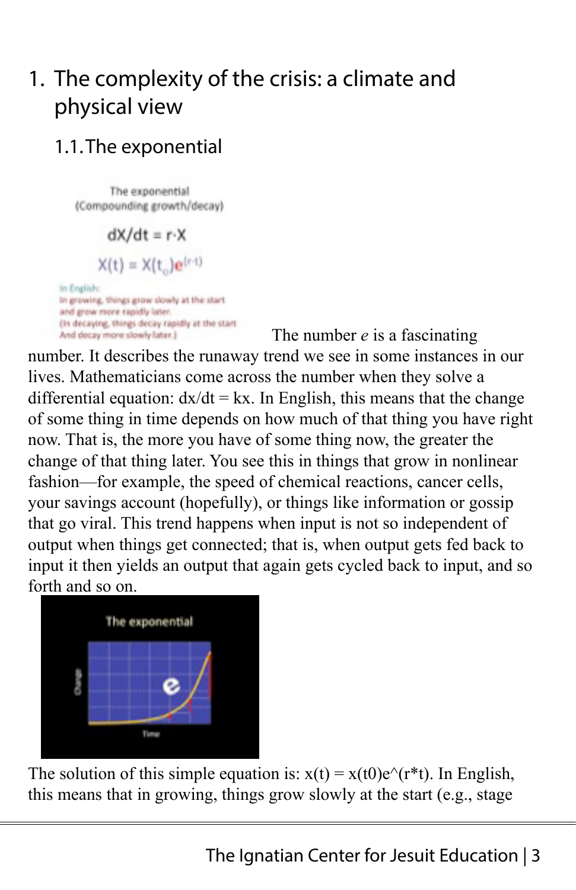# 1. The complexity of the crisis: a climate and physical view

## 1.1. The exponential

The exponential
(Compounding growth/decay)

$$dX/dt = r \cdot X$$

$$X(t) = X(t_o)e^{(r \cdot t)}$$

In English:
In growing, things grow slowly at the start
and grow more rapidly later.
(In decaying, things decay rapidly at the start
And decay more slowly later.)

The number *e* is a fascinating number. It describes the runaway trend we see in some instances in our lives. Mathematicians come across the number when they solve a differential equation: $dx/dt = kx$. In English, this means that the change of some thing in time depends on how much of that thing you have right now. That is, the more you have of some thing now, the greater the change of that thing later. You see this in things that grow in nonlinear fashion—for example, the speed of chemical reactions, cancer cells, your savings account (hopefully), or things like information or gossip that go viral. This trend happens when input is not so independent of output when things get connected; that is, when output gets fed back to input it then yields an output that again gets cycled back to input, and so forth and so on.

The exponential

The solution of this simple equation is: $x(t) = x(t0)e^{(r*t)}$. In English, this means that in growing, things grow slowly at the start (e.g., stage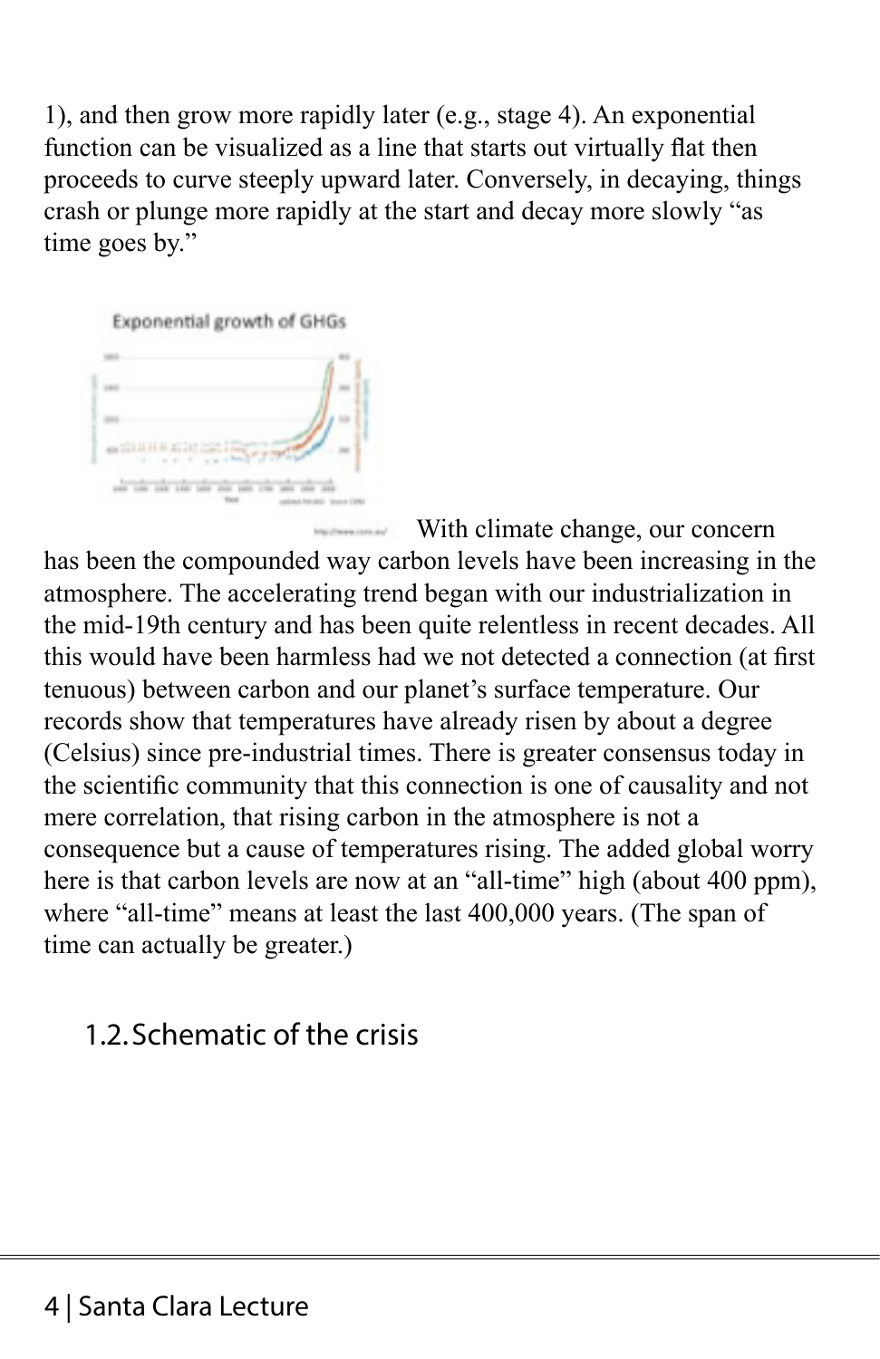1), and then grow more rapidly later (e.g., stage 4). An exponential function can be visualized as a line that starts out virtually flat then proceeds to curve steeply upward later. Conversely, in decaying, things crash or plunge more rapidly at the start and decay more slowly "as time goes by."

With climate change, our concern has been the compounded way carbon levels have been increasing in the atmosphere. The accelerating trend began with our industrialization in the mid-19th century and has been quite relentless in recent decades. All this would have been harmless had we not detected a connection (at first tenuous) between carbon and our planet's surface temperature. Our records show that temperatures have already risen by about a degree (Celsius) since pre-industrial times. There is greater consensus today in the scientific community that this connection is one of causality and not mere correlation, that rising carbon in the atmosphere is not a consequence but a cause of temperatures rising. The added global worry here is that carbon levels are now at an "all-time" high (about 400 ppm), where "all-time" means at least the last 400,000 years. (The span of time can actually be greater.)

## 1.2. Schematic of the crisis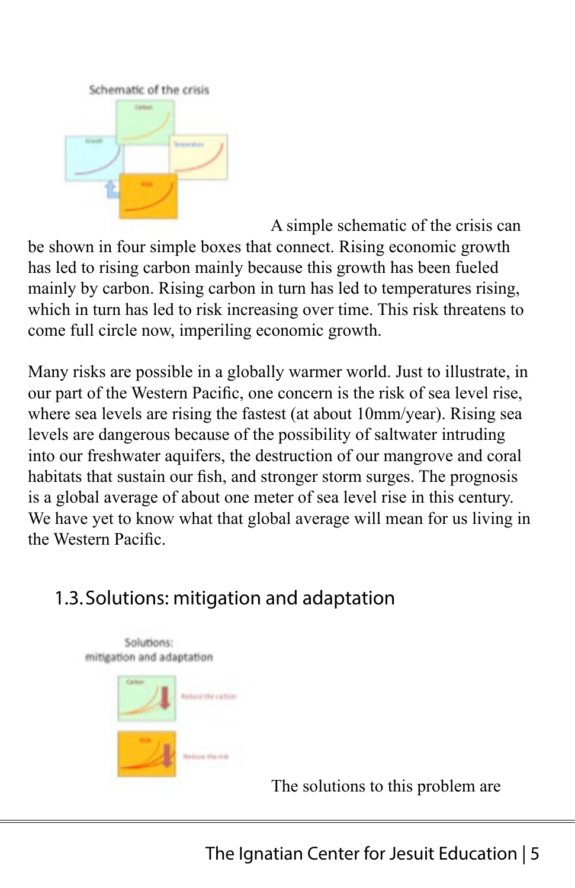A simple schematic of the crisis can be shown in four simple boxes that connect. Rising economic growth has led to rising carbon mainly because this growth has been fueled mainly by carbon. Rising carbon in turn has led to temperatures rising, which in turn has led to risk increasing over time. This risk threatens to come full circle now, imperiling economic growth.

Many risks are possible in a globally warmer world. Just to illustrate, in our part of the Western Pacific, one concern is the risk of sea level rise, where sea levels are rising the fastest (at about 10mm/year). Rising sea levels are dangerous because of the possibility of saltwater intruding into our freshwater aquifers, the destruction of our mangrove and coral habitats that sustain our fish, and stronger storm surges. The prognosis is a global average of about one meter of sea level rise in this century. We have yet to know what that global average will mean for us living in the Western Pacific.

## 1.3. Solutions: mitigation and adaptation

The solutions to this problem are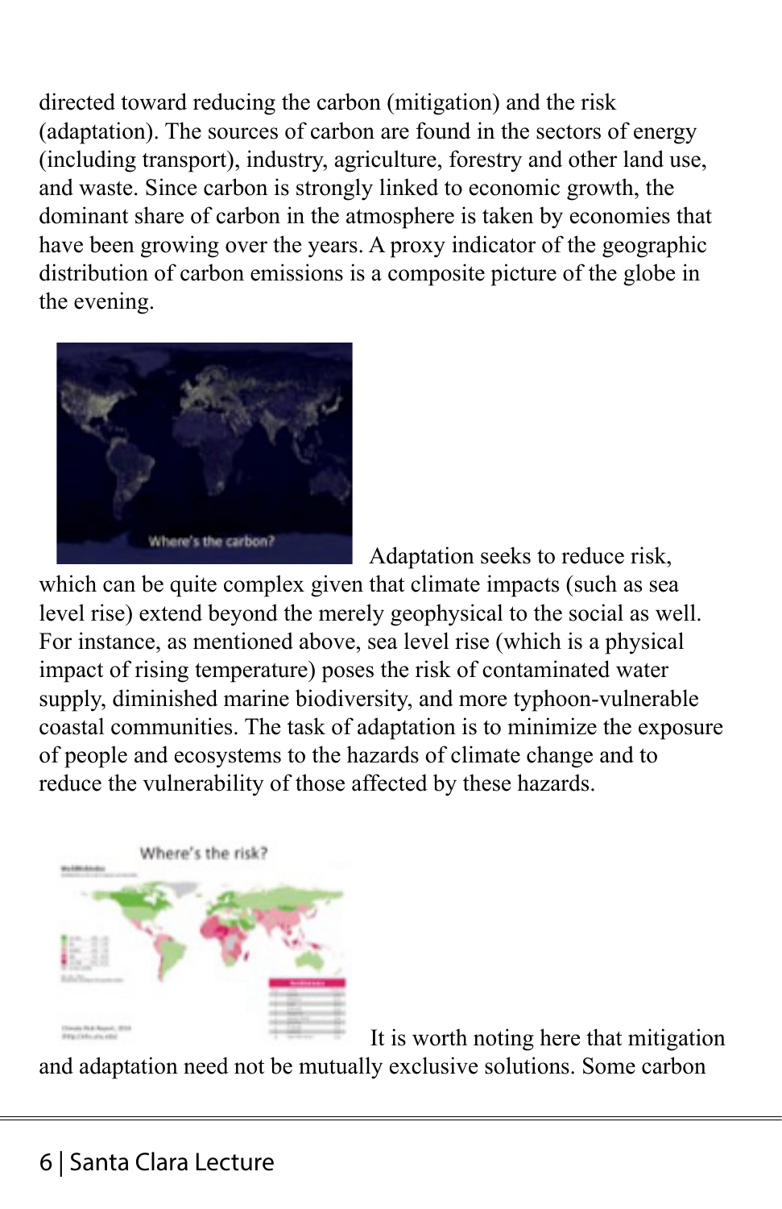directed toward reducing the carbon (mitigation) and the risk (adaptation). The sources of carbon are found in the sectors of energy (including transport), industry, agriculture, forestry and other land use, and waste. Since carbon is strongly linked to economic growth, the dominant share of carbon in the atmosphere is taken by economies that have been growing over the years. A proxy indicator of the geographic distribution of carbon emissions is a composite picture of the globe in the evening.

Adaptation seeks to reduce risk, which can be quite complex given that climate impacts (such as sea level rise) extend beyond the merely geophysical to the social as well. For instance, as mentioned above, sea level rise (which is a physical impact of rising temperature) poses the risk of contaminated water supply, diminished marine biodiversity, and more typhoon-vulnerable coastal communities. The task of adaptation is to minimize the exposure of people and ecosystems to the hazards of climate change and to reduce the vulnerability of those affected by these hazards.

It is worth noting here that mitigation and adaptation need not be mutually exclusive solutions. Some carbon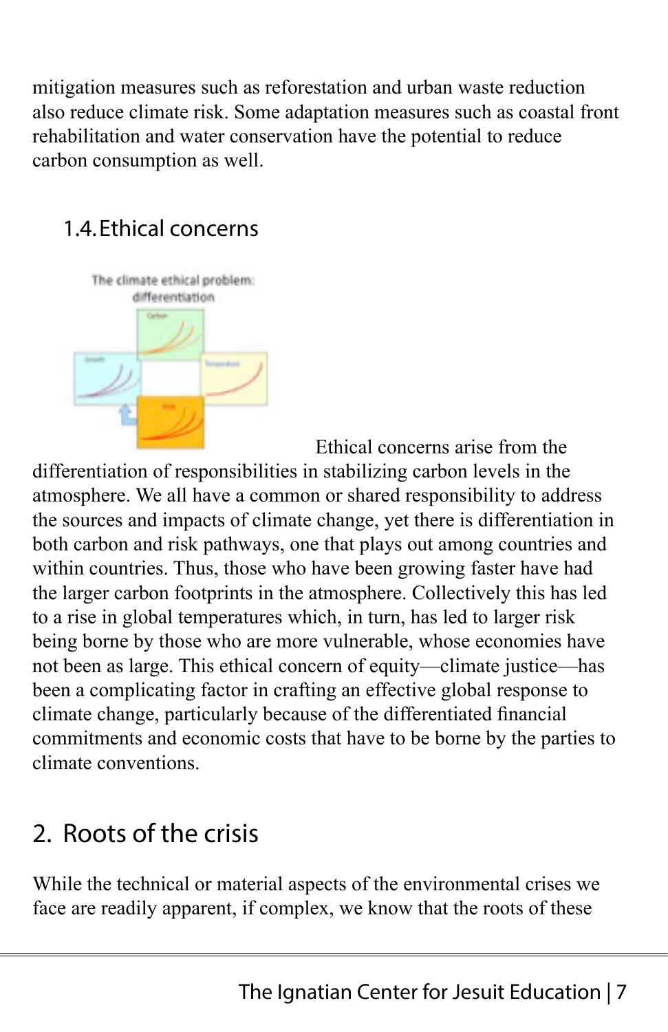mitigation measures such as reforestation and urban waste reduction also reduce climate risk. Some adaptation measures such as coastal front rehabilitation and water conservation have the potential to reduce carbon consumption as well.

### 1.4. Ethical concerns

Ethical concerns arise from the differentiation of responsibilities in stabilizing carbon levels in the atmosphere. We all have a common or shared responsibility to address the sources and impacts of climate change, yet there is differentiation in both carbon and risk pathways, one that plays out among countries and within countries. Thus, those who have been growing faster have had the larger carbon footprints in the atmosphere. Collectively this has led to a rise in global temperatures which, in turn, has led to larger risk being borne by those who are more vulnerable, whose economies have not been as large. This ethical concern of equity—climate justice—has been a complicating factor in crafting an effective global response to climate change, particularly because of the differentiated financial commitments and economic costs that have to be borne by the parties to climate conventions.

## 2. Roots of the crisis

While the technical or material aspects of the environmental crises we face are readily apparent, if complex, we know that the roots of these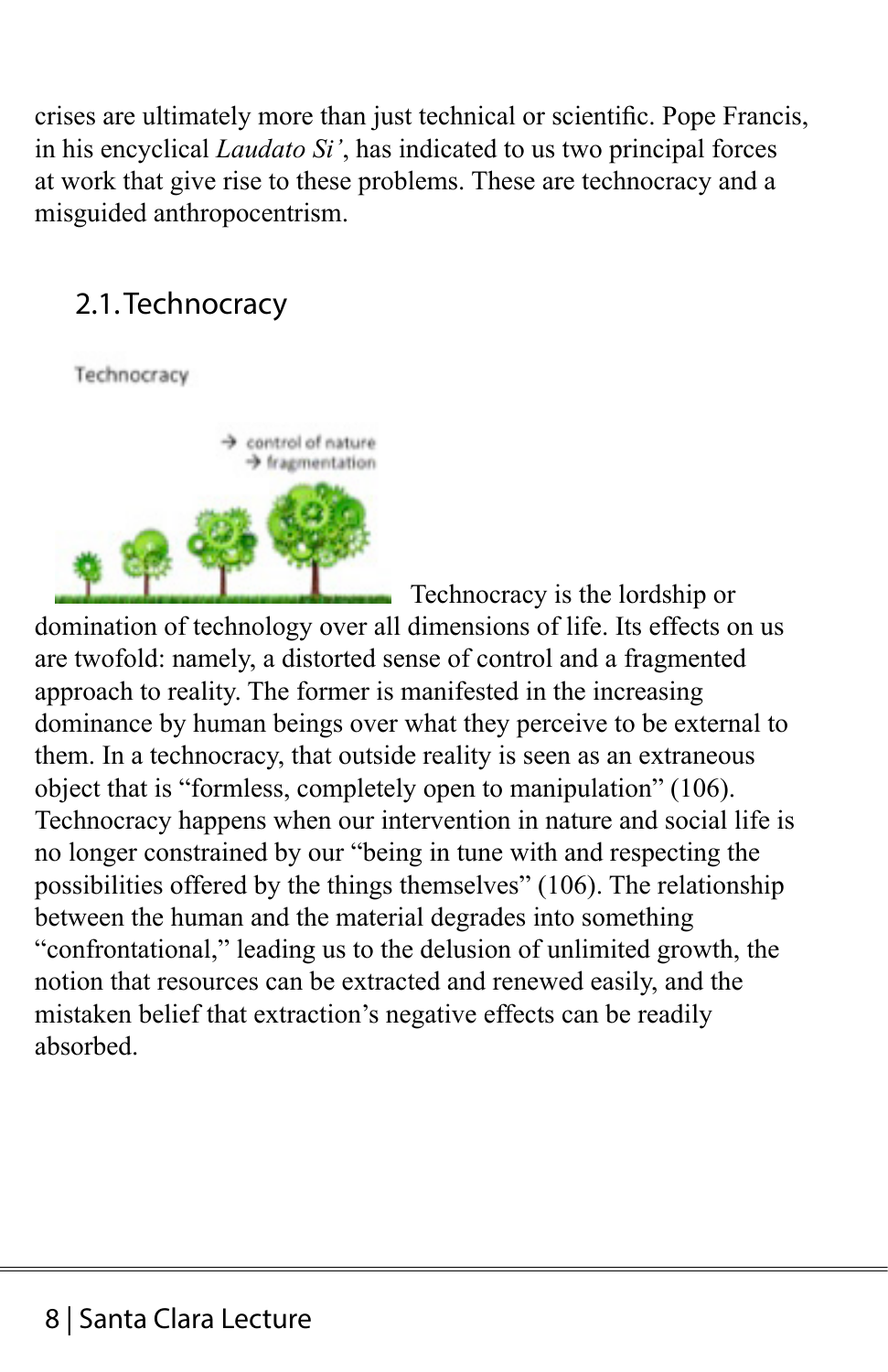crises are ultimately more than just technical or scientific. Pope Francis, in his encyclical *Laudato Si'*, has indicated to us two principal forces at work that give rise to these problems. These are technocracy and a misguided anthropocentrism.

## 2.1. Technocracy

Technocracy is the lordship or domination of technology over all dimensions of life. Its effects on us are twofold: namely, a distorted sense of control and a fragmented approach to reality. The former is manifested in the increasing dominance by human beings over what they perceive to be external to them. In a technocracy, that outside reality is seen as an extraneous object that is "formless, completely open to manipulation" (106). Technocracy happens when our intervention in nature and social life is no longer constrained by our "being in tune with and respecting the possibilities offered by the things themselves" (106). The relationship between the human and the material degrades into something "confrontational," leading us to the delusion of unlimited growth, the notion that resources can be extracted and renewed easily, and the mistaken belief that extraction's negative effects can be readily absorbed.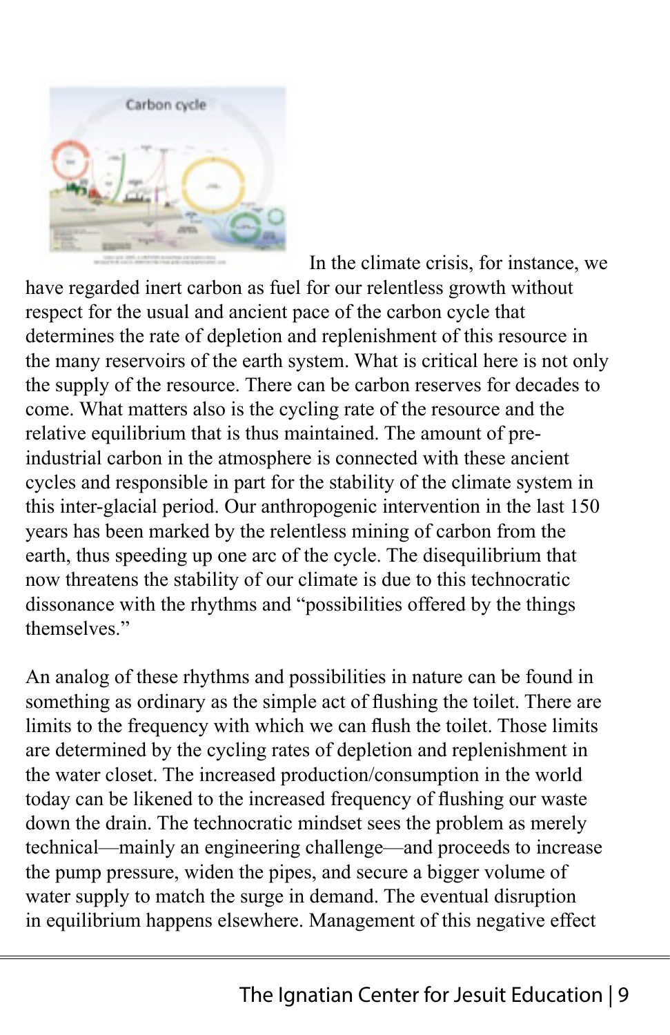In the climate crisis, for instance, we have regarded inert carbon as fuel for our relentless growth without respect for the usual and ancient pace of the carbon cycle that determines the rate of depletion and replenishment of this resource in the many reservoirs of the earth system. What is critical here is not only the supply of the resource. There can be carbon reserves for decades to come. What matters also is the cycling rate of the resource and the relative equilibrium that is thus maintained. The amount of pre-industrial carbon in the atmosphere is connected with these ancient cycles and responsible in part for the stability of the climate system in this inter-glacial period. Our anthropogenic intervention in the last 150 years has been marked by the relentless mining of carbon from the earth, thus speeding up one arc of the cycle. The disequilibrium that now threatens the stability of our climate is due to this technocratic dissonance with the rhythms and "possibilities offered by the things themselves."

An analog of these rhythms and possibilities in nature can be found in something as ordinary as the simple act of flushing the toilet. There are limits to the frequency with which we can flush the toilet. Those limits are determined by the cycling rates of depletion and replenishment in the water closet. The increased production/consumption in the world today can be likened to the increased frequency of flushing our waste down the drain. The technocratic mindset sees the problem as merely technical—mainly an engineering challenge—and proceeds to increase the pump pressure, widen the pipes, and secure a bigger volume of water supply to match the surge in demand. The eventual disruption in equilibrium happens elsewhere. Management of this negative effect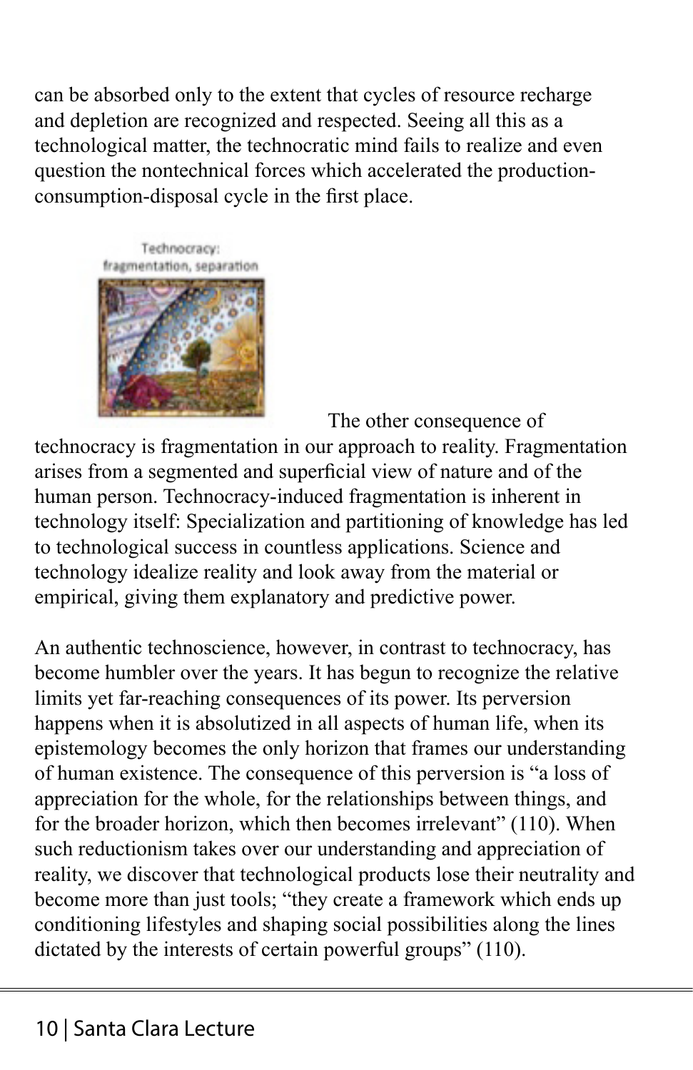can be absorbed only to the extent that cycles of resource recharge and depletion are recognized and respected. Seeing all this as a technological matter, the technocratic mind fails to realize and even question the nontechnical forces which accelerated the production-consumption-disposal cycle in the first place.

Technocracy: fragmentation, separation

The other consequence of technocracy is fragmentation in our approach to reality. Fragmentation arises from a segmented and superficial view of nature and of the human person. Technocracy-induced fragmentation is inherent in technology itself: Specialization and partitioning of knowledge has led to technological success in countless applications. Science and technology idealize reality and look away from the material or empirical, giving them explanatory and predictive power.

An authentic technoscience, however, in contrast to technocracy, has become humbler over the years. It has begun to recognize the relative limits yet far-reaching consequences of its power. Its perversion happens when it is absolutized in all aspects of human life, when its epistemology becomes the only horizon that frames our understanding of human existence. The consequence of this perversion is "a loss of appreciation for the whole, for the relationships between things, and for the broader horizon, which then becomes irrelevant" (110). When such reductionism takes over our understanding and appreciation of reality, we discover that technological products lose their neutrality and become more than just tools; "they create a framework which ends up conditioning lifestyles and shaping social possibilities along the lines dictated by the interests of certain powerful groups" (110).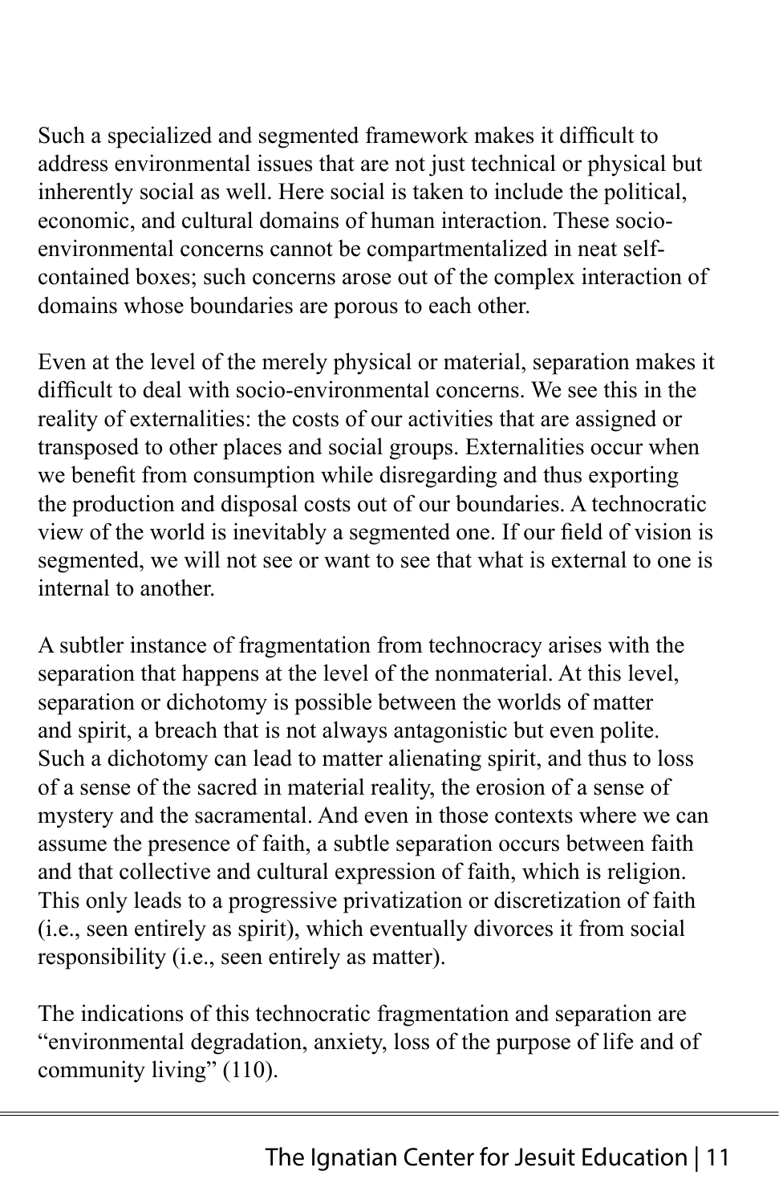Such a specialized and segmented framework makes it difficult to address environmental issues that are not just technical or physical but inherently social as well. Here social is taken to include the political, economic, and cultural domains of human interaction. These socio-environmental concerns cannot be compartmentalized in neat self-contained boxes; such concerns arose out of the complex interaction of domains whose boundaries are porous to each other.

Even at the level of the merely physical or material, separation makes it difficult to deal with socio-environmental concerns. We see this in the reality of externalities: the costs of our activities that are assigned or transposed to other places and social groups. Externalities occur when we benefit from consumption while disregarding and thus exporting the production and disposal costs out of our boundaries. A technocratic view of the world is inevitably a segmented one. If our field of vision is segmented, we will not see or want to see that what is external to one is internal to another.

A subtler instance of fragmentation from technocracy arises with the separation that happens at the level of the nonmaterial. At this level, separation or dichotomy is possible between the worlds of matter and spirit, a breach that is not always antagonistic but even polite. Such a dichotomy can lead to matter alienating spirit, and thus to loss of a sense of the sacred in material reality, the erosion of a sense of mystery and the sacramental. And even in those contexts where we can assume the presence of faith, a subtle separation occurs between faith and that collective and cultural expression of faith, which is religion. This only leads to a progressive privatization or discretization of faith (i.e., seen entirely as spirit), which eventually divorces it from social responsibility (i.e., seen entirely as matter).

The indications of this technocratic fragmentation and separation are "environmental degradation, anxiety, loss of the purpose of life and of community living" (110).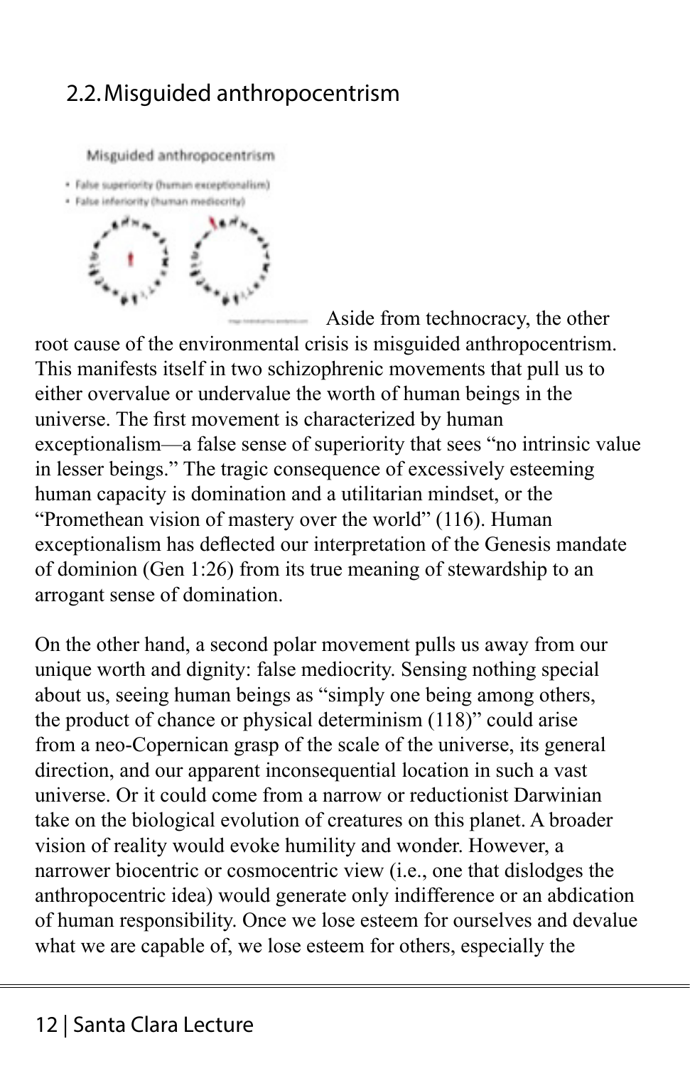## 2.2. Misguided anthropocentrism

Aside from technocracy, the other root cause of the environmental crisis is misguided anthropocentrism. This manifests itself in two schizophrenic movements that pull us to either overvalue or undervalue the worth of human beings in the universe. The first movement is characterized by human exceptionalism—a false sense of superiority that sees "no intrinsic value in lesser beings." The tragic consequence of excessively esteeming human capacity is domination and a utilitarian mindset, or the "Promethean vision of mastery over the world" (116). Human exceptionalism has deflected our interpretation of the Genesis mandate of dominion (Gen 1:26) from its true meaning of stewardship to an arrogant sense of domination.

On the other hand, a second polar movement pulls us away from our unique worth and dignity: false mediocrity. Sensing nothing special about us, seeing human beings as "simply one being among others, the product of chance or physical determinism (118)" could arise from a neo-Copernican grasp of the scale of the universe, its general direction, and our apparent inconsequential location in such a vast universe. Or it could come from a narrow or reductionist Darwinian take on the biological evolution of creatures on this planet. A broader vision of reality would evoke humility and wonder. However, a narrower biocentric or cosmocentric view (i.e., one that dislodges the anthropocentric idea) would generate only indifference or an abdication of human responsibility. Once we lose esteem for ourselves and devalue what we are capable of, we lose esteem for others, especially the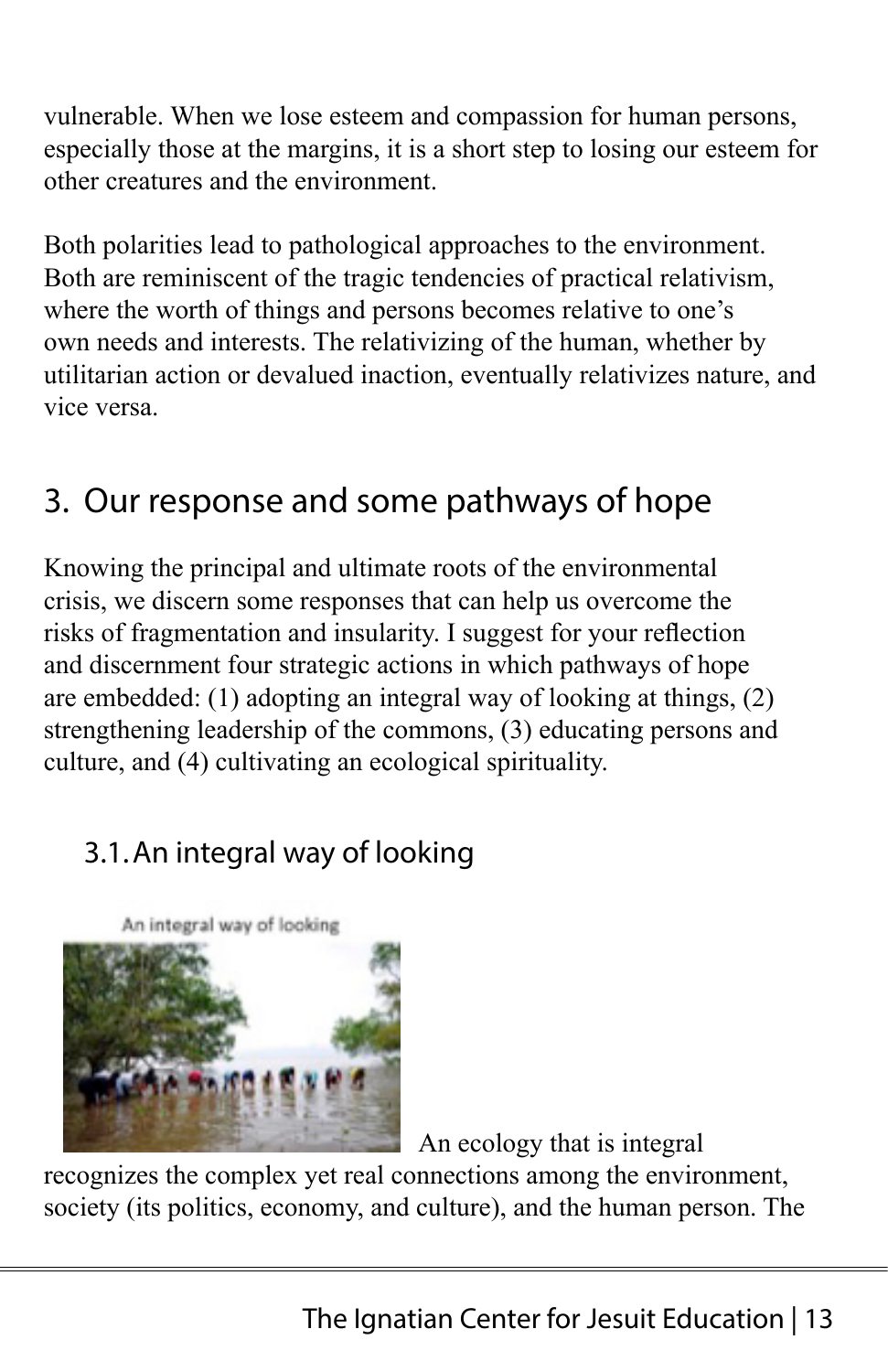vulnerable. When we lose esteem and compassion for human persons, especially those at the margins, it is a short step to losing our esteem for other creatures and the environment.

Both polarities lead to pathological approaches to the environment. Both are reminiscent of the tragic tendencies of practical relativism, where the worth of things and persons becomes relative to one's own needs and interests. The relativizing of the human, whether by utilitarian action or devalued inaction, eventually relativizes nature, and vice versa.

## 3. Our response and some pathways of hope

Knowing the principal and ultimate roots of the environmental crisis, we discern some responses that can help us overcome the risks of fragmentation and insularity. I suggest for your reflection and discernment four strategic actions in which pathways of hope are embedded: (1) adopting an integral way of looking at things, (2) strengthening leadership of the commons, (3) educating persons and culture, and (4) cultivating an ecological spirituality.

### 3.1. An integral way of looking

An integral way of looking

An ecology that is integral recognizes the complex yet real connections among the environment, society (its politics, economy, and culture), and the human person. The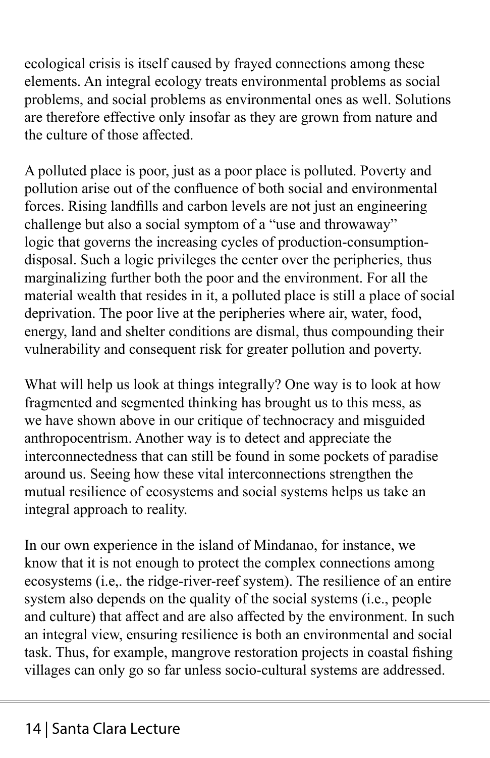ecological crisis is itself caused by frayed connections among these elements. An integral ecology treats environmental problems as social problems, and social problems as environmental ones as well. Solutions are therefore effective only insofar as they are grown from nature and the culture of those affected.

A polluted place is poor, just as a poor place is polluted. Poverty and pollution arise out of the confluence of both social and environmental forces. Rising landfills and carbon levels are not just an engineering challenge but also a social symptom of a "use and throwaway" logic that governs the increasing cycles of production-consumption-disposal. Such a logic privileges the center over the peripheries, thus marginalizing further both the poor and the environment. For all the material wealth that resides in it, a polluted place is still a place of social deprivation. The poor live at the peripheries where air, water, food, energy, land and shelter conditions are dismal, thus compounding their vulnerability and consequent risk for greater pollution and poverty.

What will help us look at things integrally? One way is to look at how fragmented and segmented thinking has brought us to this mess, as we have shown above in our critique of technocracy and misguided anthropocentrism. Another way is to detect and appreciate the interconnectedness that can still be found in some pockets of paradise around us. Seeing how these vital interconnections strengthen the mutual resilience of ecosystems and social systems helps us take an integral approach to reality.

In our own experience in the island of Mindanao, for instance, we know that it is not enough to protect the complex connections among ecosystems (i.e,. the ridge-river-reef system). The resilience of an entire system also depends on the quality of the social systems (i.e., people and culture) that affect and are also affected by the environment. In such an integral view, ensuring resilience is both an environmental and social task. Thus, for example, mangrove restoration projects in coastal fishing villages can only go so far unless socio-cultural systems are addressed.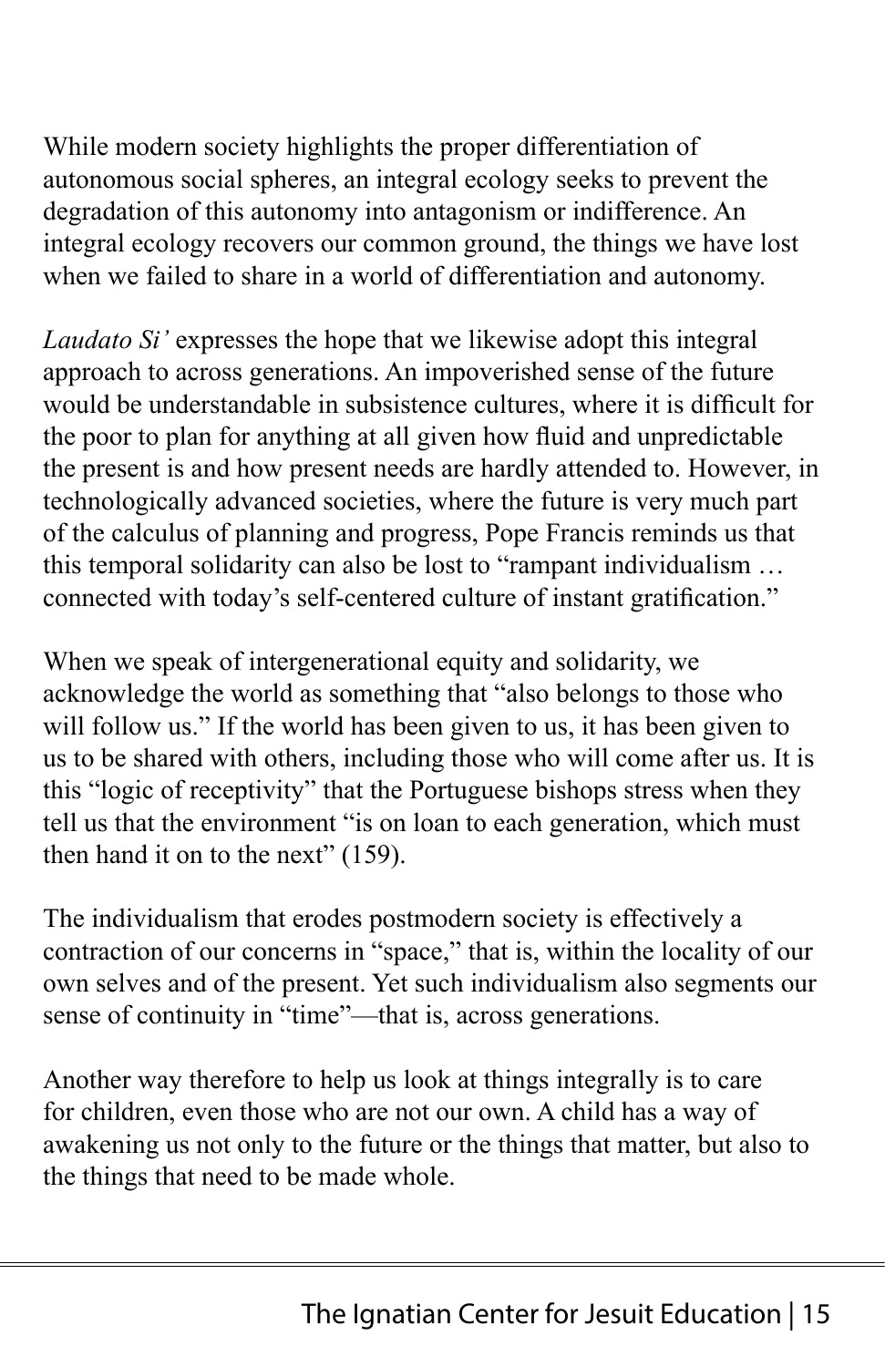While modern society highlights the proper differentiation of autonomous social spheres, an integral ecology seeks to prevent the degradation of this autonomy into antagonism or indifference. An integral ecology recovers our common ground, the things we have lost when we failed to share in a world of differentiation and autonomy.

*Laudato Si'* expresses the hope that we likewise adopt this integral approach to across generations. An impoverished sense of the future would be understandable in subsistence cultures, where it is difficult for the poor to plan for anything at all given how fluid and unpredictable the present is and how present needs are hardly attended to. However, in technologically advanced societies, where the future is very much part of the calculus of planning and progress, Pope Francis reminds us that this temporal solidarity can also be lost to "rampant individualism … connected with today's self-centered culture of instant gratification."

When we speak of intergenerational equity and solidarity, we acknowledge the world as something that "also belongs to those who will follow us." If the world has been given to us, it has been given to us to be shared with others, including those who will come after us. It is this "logic of receptivity" that the Portuguese bishops stress when they tell us that the environment "is on loan to each generation, which must then hand it on to the next" (159).

The individualism that erodes postmodern society is effectively a contraction of our concerns in "space," that is, within the locality of our own selves and of the present. Yet such individualism also segments our sense of continuity in "time"—that is, across generations.

Another way therefore to help us look at things integrally is to care for children, even those who are not our own. A child has a way of awakening us not only to the future or the things that matter, but also to the things that need to be made whole.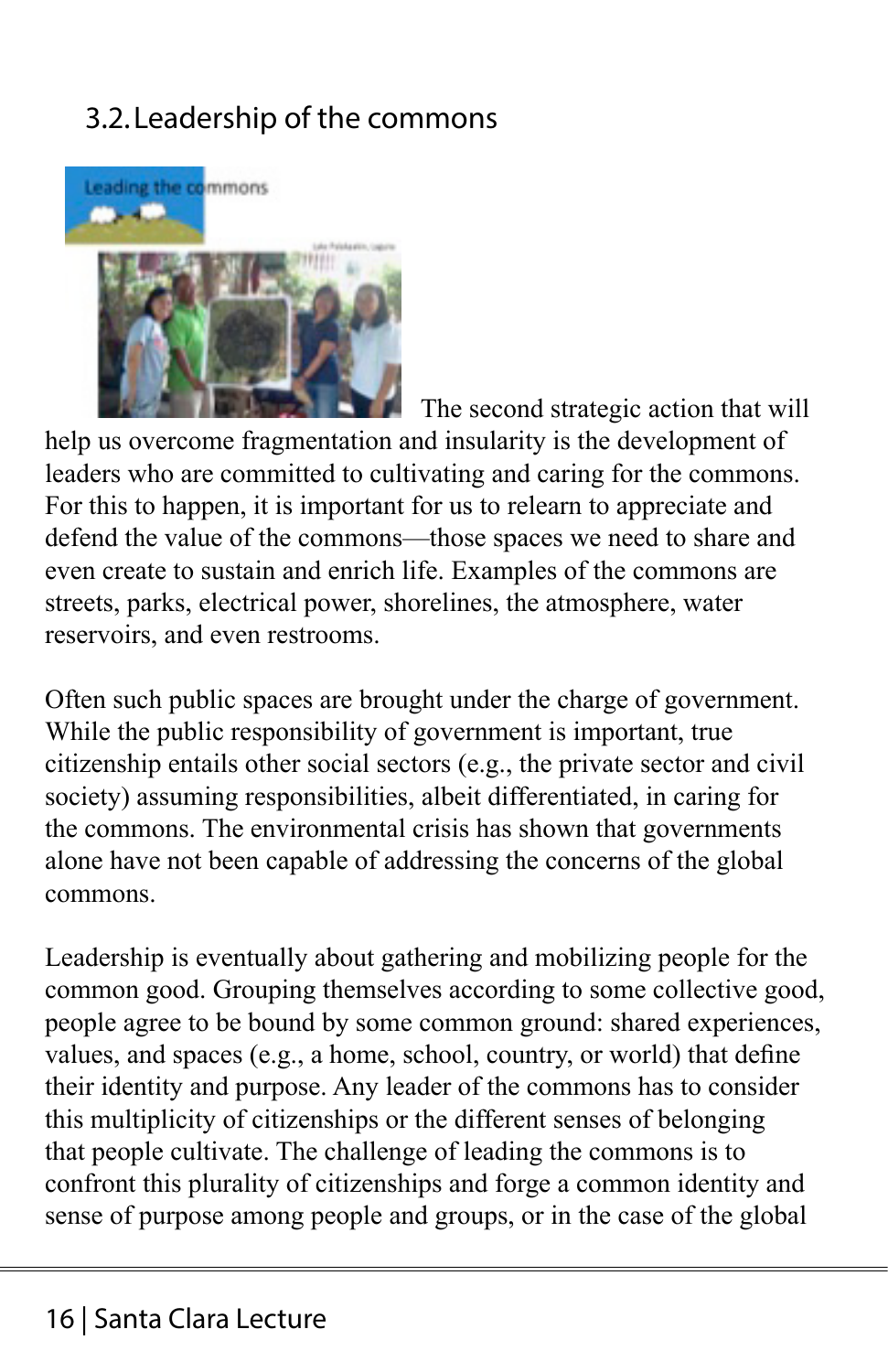## 3.2. Leadership of the commons

The second strategic action that will help us overcome fragmentation and insularity is the development of leaders who are committed to cultivating and caring for the commons. For this to happen, it is important for us to relearn to appreciate and defend the value of the commons—those spaces we need to share and even create to sustain and enrich life. Examples of the commons are streets, parks, electrical power, shorelines, the atmosphere, water reservoirs, and even restrooms.

Often such public spaces are brought under the charge of government. While the public responsibility of government is important, true citizenship entails other social sectors (e.g., the private sector and civil society) assuming responsibilities, albeit differentiated, in caring for the commons. The environmental crisis has shown that governments alone have not been capable of addressing the concerns of the global commons.

Leadership is eventually about gathering and mobilizing people for the common good. Grouping themselves according to some collective good, people agree to be bound by some common ground: shared experiences, values, and spaces (e.g., a home, school, country, or world) that define their identity and purpose. Any leader of the commons has to consider this multiplicity of citizenships or the different senses of belonging that people cultivate. The challenge of leading the commons is to confront this plurality of citizenships and forge a common identity and sense of purpose among people and groups, or in the case of the global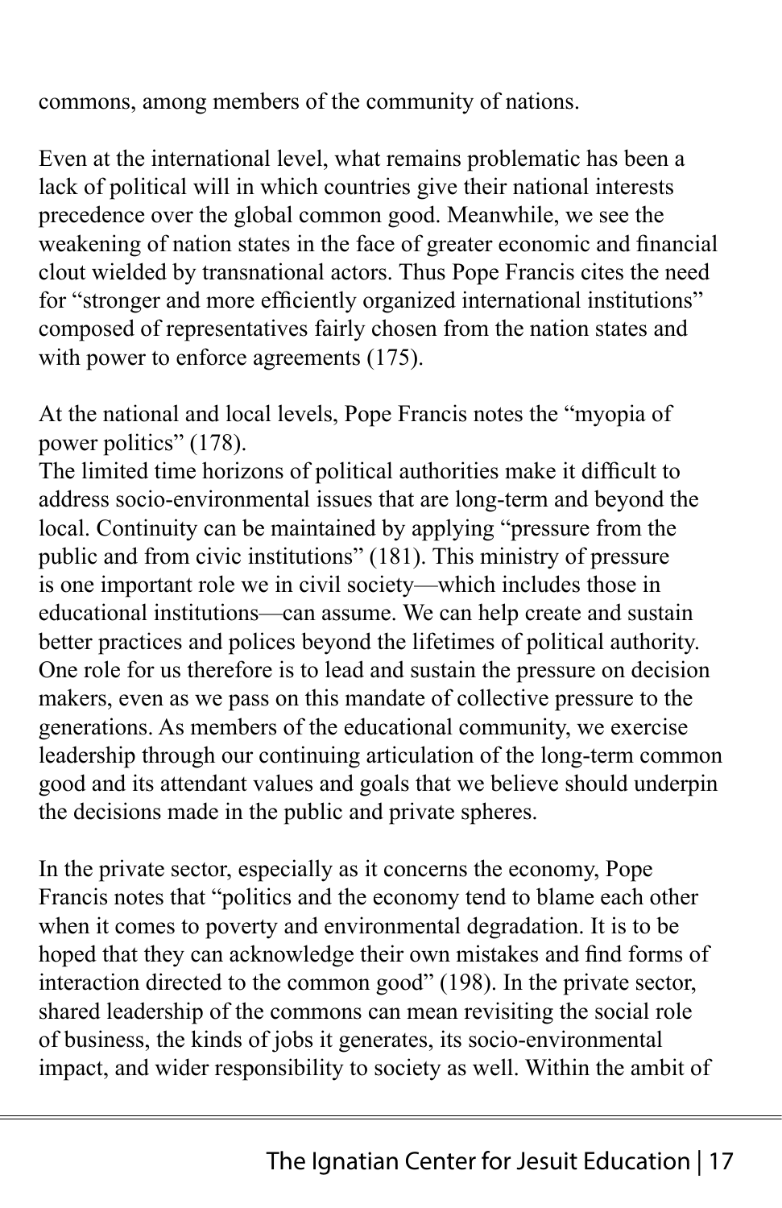commons, among members of the community of nations.

Even at the international level, what remains problematic has been a lack of political will in which countries give their national interests precedence over the global common good. Meanwhile, we see the weakening of nation states in the face of greater economic and financial clout wielded by transnational actors. Thus Pope Francis cites the need for "stronger and more efficiently organized international institutions" composed of representatives fairly chosen from the nation states and with power to enforce agreements (175).

At the national and local levels, Pope Francis notes the "myopia of power politics" (178).
The limited time horizons of political authorities make it difficult to address socio-environmental issues that are long-term and beyond the local. Continuity can be maintained by applying "pressure from the public and from civic institutions" (181). This ministry of pressure is one important role we in civil society—which includes those in educational institutions—can assume. We can help create and sustain better practices and polices beyond the lifetimes of political authority. One role for us therefore is to lead and sustain the pressure on decision makers, even as we pass on this mandate of collective pressure to the generations. As members of the educational community, we exercise leadership through our continuing articulation of the long-term common good and its attendant values and goals that we believe should underpin the decisions made in the public and private spheres.

In the private sector, especially as it concerns the economy, Pope Francis notes that "politics and the economy tend to blame each other when it comes to poverty and environmental degradation. It is to be hoped that they can acknowledge their own mistakes and find forms of interaction directed to the common good" (198). In the private sector, shared leadership of the commons can mean revisiting the social role of business, the kinds of jobs it generates, its socio-environmental impact, and wider responsibility to society as well. Within the ambit of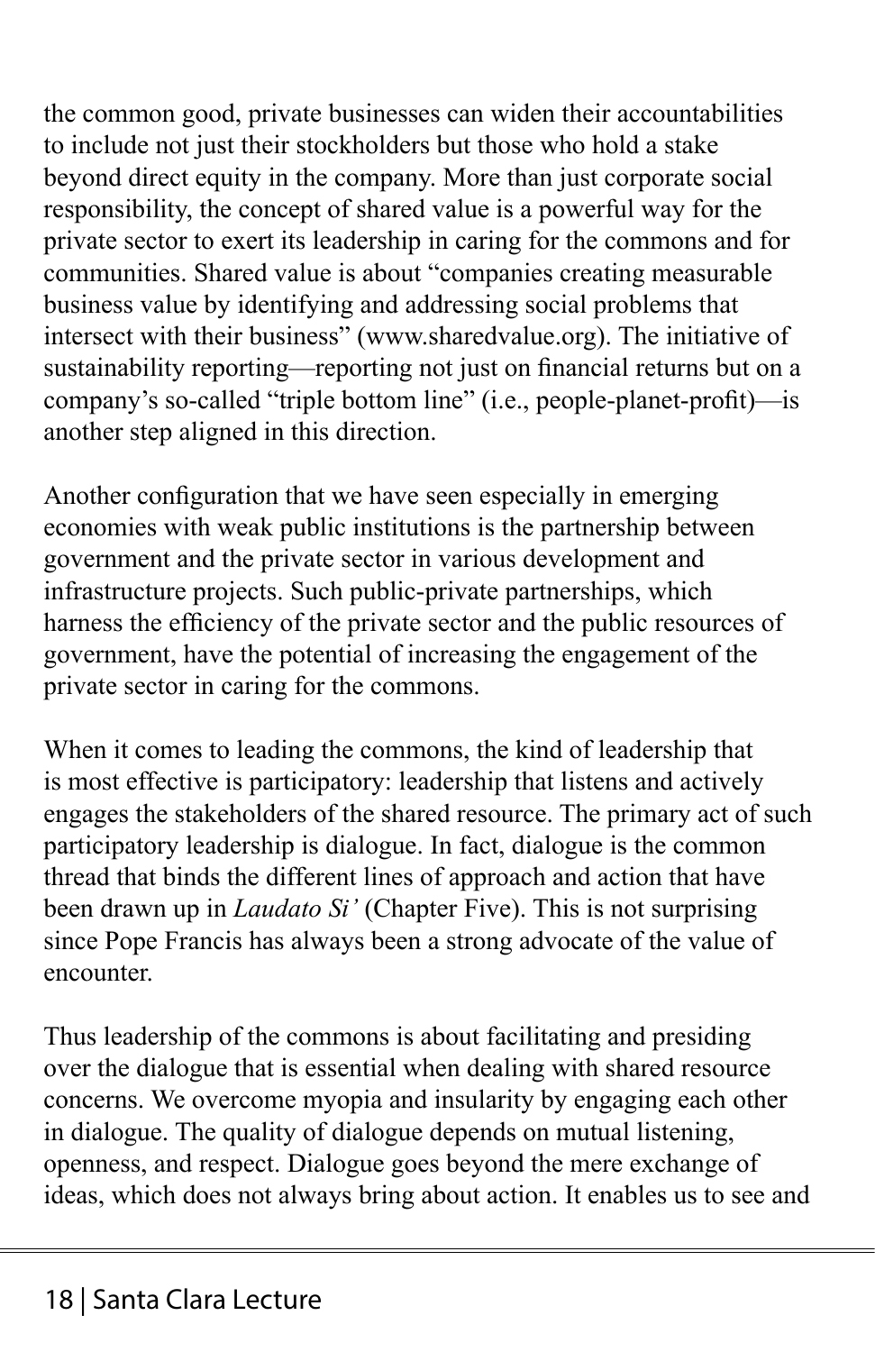the common good, private businesses can widen their accountabilities to include not just their stockholders but those who hold a stake beyond direct equity in the company. More than just corporate social responsibility, the concept of shared value is a powerful way for the private sector to exert its leadership in caring for the commons and for communities. Shared value is about "companies creating measurable business value by identifying and addressing social problems that intersect with their business" (www.sharedvalue.org). The initiative of sustainability reporting—reporting not just on financial returns but on a company's so-called "triple bottom line" (i.e., people-planet-profit)—is another step aligned in this direction.

Another configuration that we have seen especially in emerging economies with weak public institutions is the partnership between government and the private sector in various development and infrastructure projects. Such public-private partnerships, which harness the efficiency of the private sector and the public resources of government, have the potential of increasing the engagement of the private sector in caring for the commons.

When it comes to leading the commons, the kind of leadership that is most effective is participatory: leadership that listens and actively engages the stakeholders of the shared resource. The primary act of such participatory leadership is dialogue. In fact, dialogue is the common thread that binds the different lines of approach and action that have been drawn up in *Laudato Si'* (Chapter Five). This is not surprising since Pope Francis has always been a strong advocate of the value of encounter.

Thus leadership of the commons is about facilitating and presiding over the dialogue that is essential when dealing with shared resource concerns. We overcome myopia and insularity by engaging each other in dialogue. The quality of dialogue depends on mutual listening, openness, and respect. Dialogue goes beyond the mere exchange of ideas, which does not always bring about action. It enables us to see and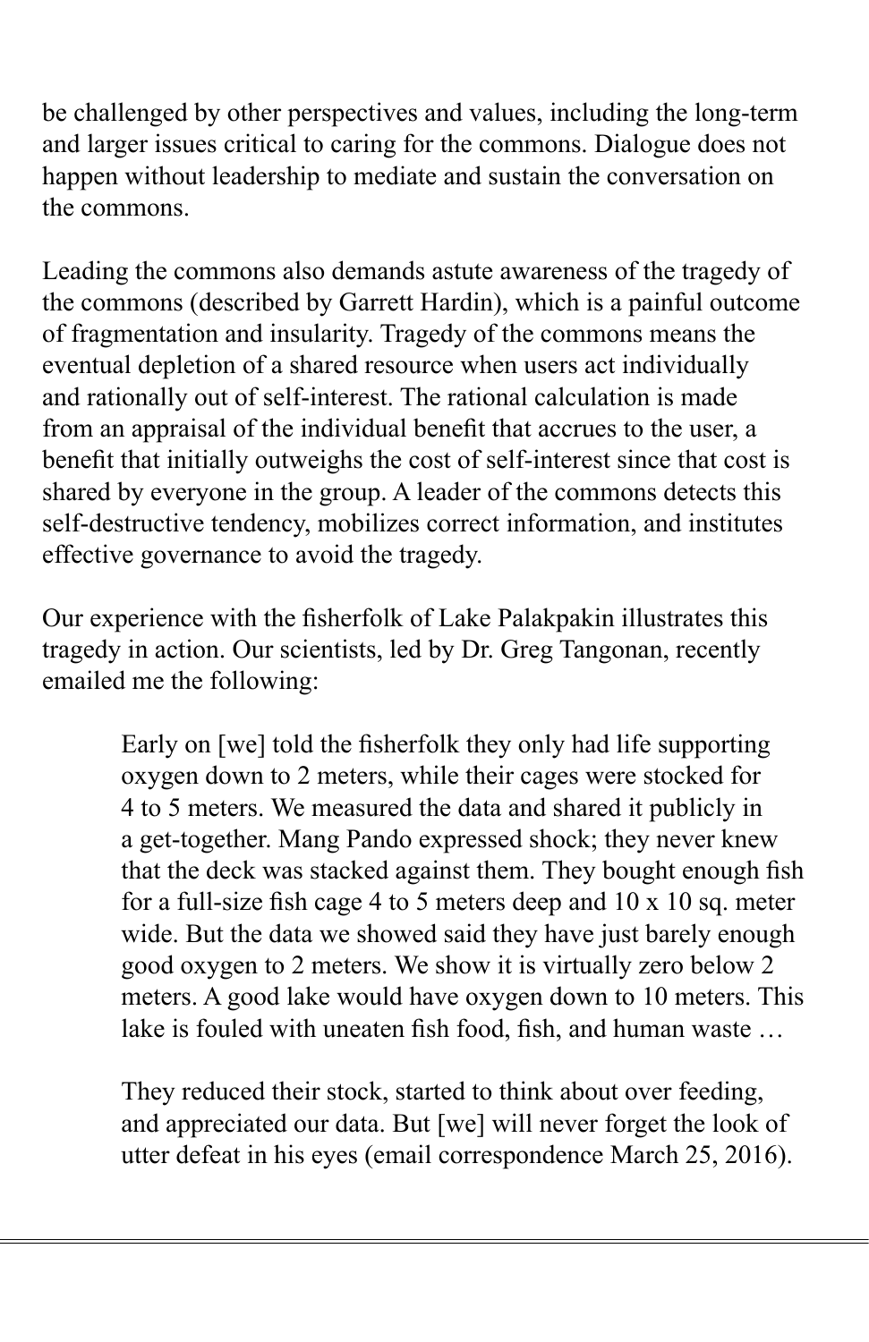be challenged by other perspectives and values, including the long-term and larger issues critical to caring for the commons. Dialogue does not happen without leadership to mediate and sustain the conversation on the commons.

Leading the commons also demands astute awareness of the tragedy of the commons (described by Garrett Hardin), which is a painful outcome of fragmentation and insularity. Tragedy of the commons means the eventual depletion of a shared resource when users act individually and rationally out of self-interest. The rational calculation is made from an appraisal of the individual benefit that accrues to the user, a benefit that initially outweighs the cost of self-interest since that cost is shared by everyone in the group. A leader of the commons detects this self-destructive tendency, mobilizes correct information, and institutes effective governance to avoid the tragedy.

Our experience with the fisherfolk of Lake Palakpakin illustrates this tragedy in action. Our scientists, led by Dr. Greg Tangonan, recently emailed me the following:

> Early on [we] told the fisherfolk they only had life supporting oxygen down to 2 meters, while their cages were stocked for 4 to 5 meters. We measured the data and shared it publicly in a get-together. Mang Pando expressed shock; they never knew that the deck was stacked against them. They bought enough fish for a full-size fish cage 4 to 5 meters deep and 10 x 10 sq. meter wide. But the data we showed said they have just barely enough good oxygen to 2 meters. We show it is virtually zero below 2 meters. A good lake would have oxygen down to 10 meters. This lake is fouled with uneaten fish food, fish, and human waste …
>
> They reduced their stock, started to think about over feeding, and appreciated our data. But [we] will never forget the look of utter defeat in his eyes (email correspondence March 25, 2016).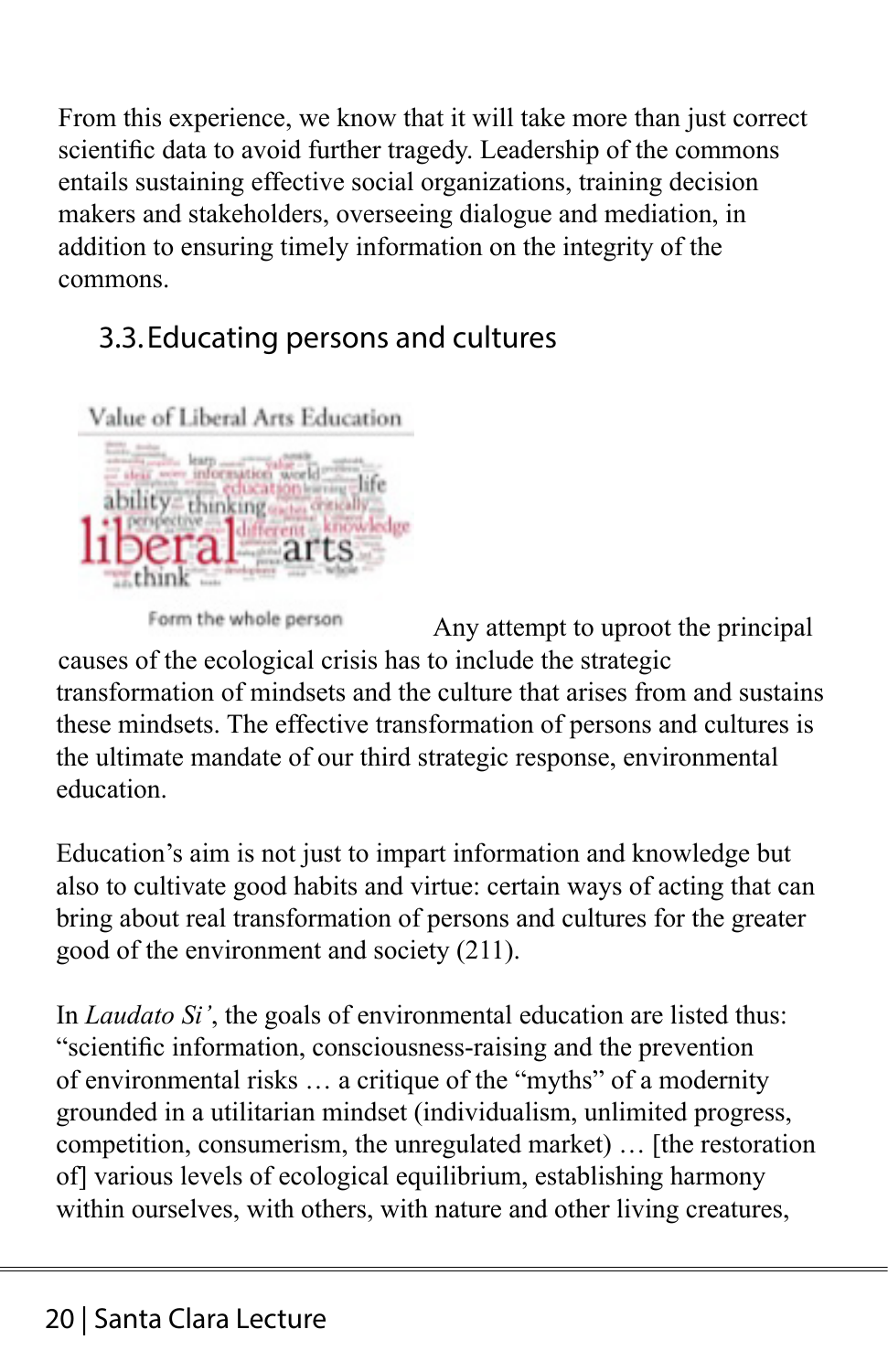From this experience, we know that it will take more than just correct scientific data to avoid further tragedy. Leadership of the commons entails sustaining effective social organizations, training decision makers and stakeholders, overseeing dialogue and mediation, in addition to ensuring timely information on the integrity of the commons.

## 3.3. Educating persons and cultures

Form the whole person

Any attempt to uproot the principal causes of the ecological crisis has to include the strategic transformation of mindsets and the culture that arises from and sustains these mindsets. The effective transformation of persons and cultures is the ultimate mandate of our third strategic response, environmental education.

Education's aim is not just to impart information and knowledge but also to cultivate good habits and virtue: certain ways of acting that can bring about real transformation of persons and cultures for the greater good of the environment and society (211).

In *Laudato Si'*, the goals of environmental education are listed thus: "scientific information, consciousness-raising and the prevention of environmental risks … a critique of the "myths" of a modernity grounded in a utilitarian mindset (individualism, unlimited progress, competition, consumerism, the unregulated market) … [the restoration of] various levels of ecological equilibrium, establishing harmony within ourselves, with others, with nature and other living creatures,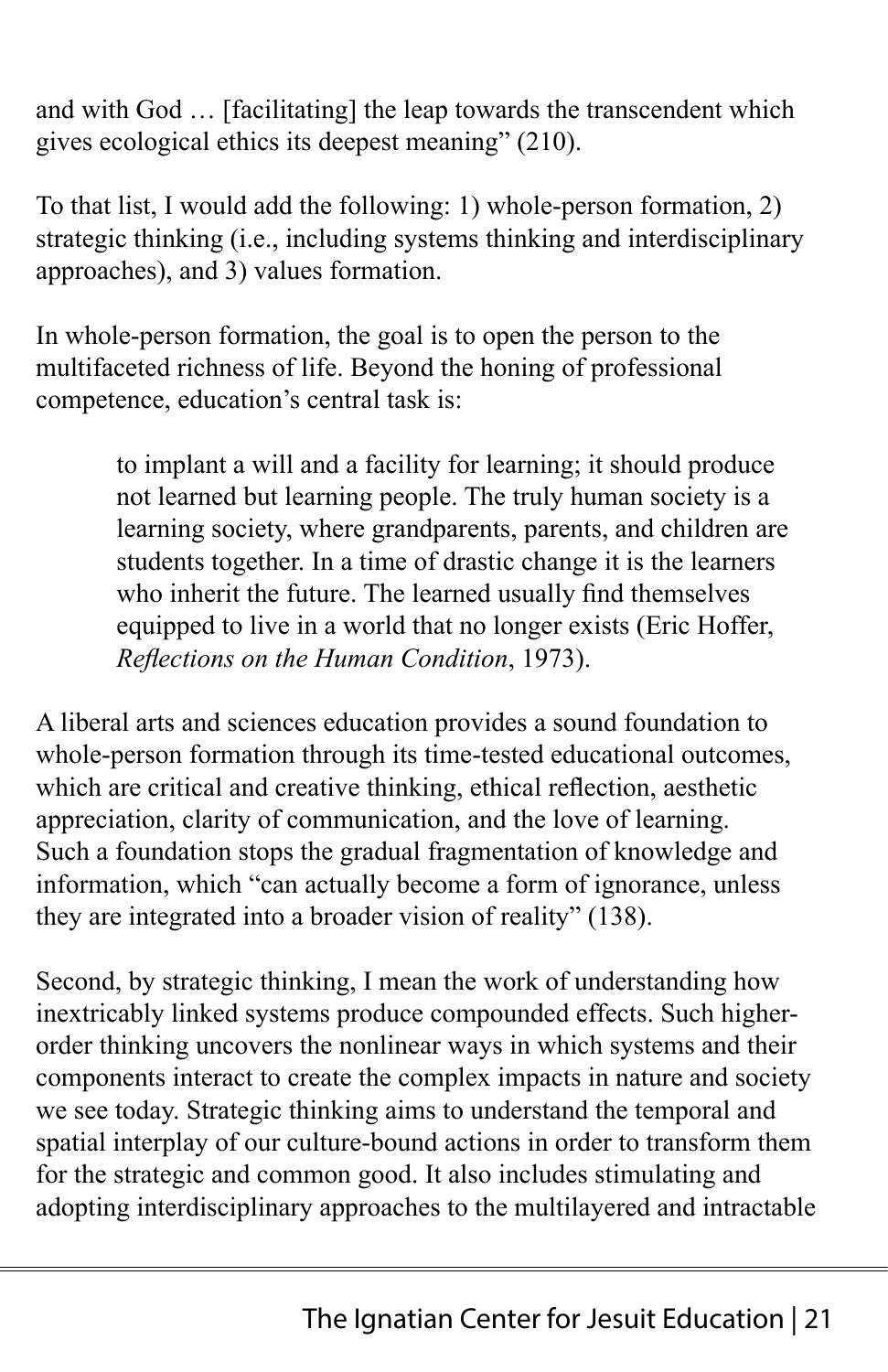and with God … [facilitating] the leap towards the transcendent which gives ecological ethics its deepest meaning" (210).

To that list, I would add the following: 1) whole-person formation, 2) strategic thinking (i.e., including systems thinking and interdisciplinary approaches), and 3) values formation.

In whole-person formation, the goal is to open the person to the multifaceted richness of life. Beyond the honing of professional competence, education's central task is:

> to implant a will and a facility for learning; it should produce not learned but learning people. The truly human society is a learning society, where grandparents, parents, and children are students together. In a time of drastic change it is the learners who inherit the future. The learned usually find themselves equipped to live in a world that no longer exists (Eric Hoffer, *Reflections on the Human Condition*, 1973).

A liberal arts and sciences education provides a sound foundation to whole-person formation through its time-tested educational outcomes, which are critical and creative thinking, ethical reflection, aesthetic appreciation, clarity of communication, and the love of learning. Such a foundation stops the gradual fragmentation of knowledge and information, which "can actually become a form of ignorance, unless they are integrated into a broader vision of reality" (138).

Second, by strategic thinking, I mean the work of understanding how inextricably linked systems produce compounded effects. Such higher-order thinking uncovers the nonlinear ways in which systems and their components interact to create the complex impacts in nature and society we see today. Strategic thinking aims to understand the temporal and spatial interplay of our culture-bound actions in order to transform them for the strategic and common good. It also includes stimulating and adopting interdisciplinary approaches to the multilayered and intractable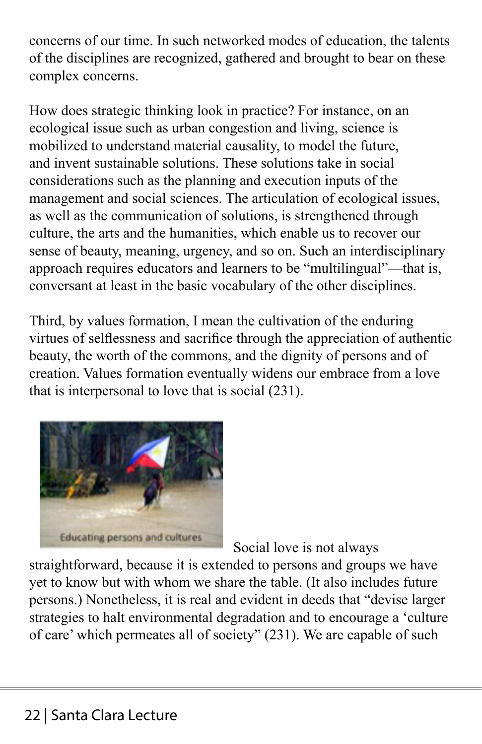concerns of our time. In such networked modes of education, the talents of the disciplines are recognized, gathered and brought to bear on these complex concerns.

How does strategic thinking look in practice? For instance, on an ecological issue such as urban congestion and living, science is mobilized to understand material causality, to model the future, and invent sustainable solutions. These solutions take in social considerations such as the planning and execution inputs of the management and social sciences. The articulation of ecological issues, as well as the communication of solutions, is strengthened through culture, the arts and the humanities, which enable us to recover our sense of beauty, meaning, urgency, and so on. Such an interdisciplinary approach requires educators and learners to be "multilingual"—that is, conversant at least in the basic vocabulary of the other disciplines.

Third, by values formation, I mean the cultivation of the enduring virtues of selflessness and sacrifice through the appreciation of authentic beauty, the worth of the commons, and the dignity of persons and of creation. Values formation eventually widens our embrace from a love that is interpersonal to love that is social (231).

Educating persons and cultures

Social love is not always straightforward, because it is extended to persons and groups we have yet to know but with whom we share the table. (It also includes future persons.) Nonetheless, it is real and evident in deeds that "devise larger strategies to halt environmental degradation and to encourage a 'culture of care' which permeates all of society" (231). We are capable of such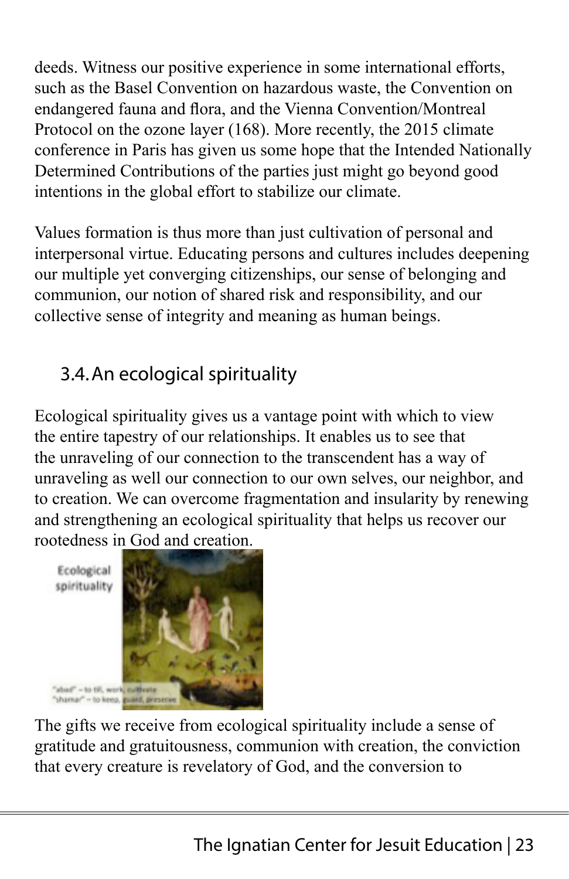deeds. Witness our positive experience in some international efforts, such as the Basel Convention on hazardous waste, the Convention on endangered fauna and flora, and the Vienna Convention/Montreal Protocol on the ozone layer (168). More recently, the 2015 climate conference in Paris has given us some hope that the Intended Nationally Determined Contributions of the parties just might go beyond good intentions in the global effort to stabilize our climate.

Values formation is thus more than just cultivation of personal and interpersonal virtue. Educating persons and cultures includes deepening our multiple yet converging citizenships, our sense of belonging and communion, our notion of shared risk and responsibility, and our collective sense of integrity and meaning as human beings.

## 3.4. An ecological spirituality

Ecological spirituality gives us a vantage point with which to view the entire tapestry of our relationships. It enables us to see that the unraveling of our connection to the transcendent has a way of unraveling as well our connection to our own selves, our neighbor, and to creation. We can overcome fragmentation and insularity by renewing and strengthening an ecological spirituality that helps us recover our rootedness in God and creation.

The gifts we receive from ecological spirituality include a sense of gratitude and gratuitousness, communion with creation, the conviction that every creature is revelatory of God, and the conversion to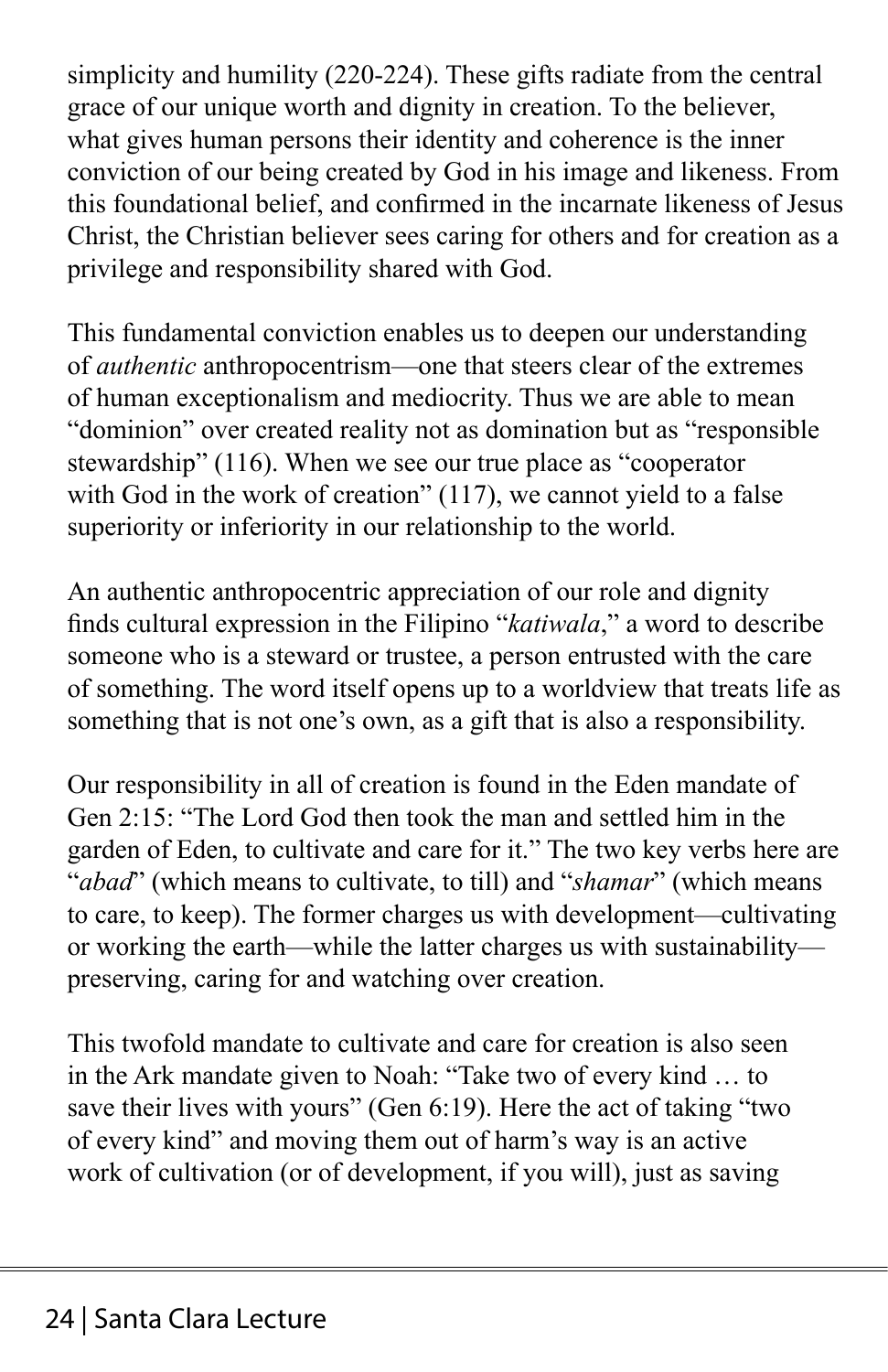simplicity and humility (220-224). These gifts radiate from the central grace of our unique worth and dignity in creation. To the believer, what gives human persons their identity and coherence is the inner conviction of our being created by God in his image and likeness. From this foundational belief, and confirmed in the incarnate likeness of Jesus Christ, the Christian believer sees caring for others and for creation as a privilege and responsibility shared with God.

This fundamental conviction enables us to deepen our understanding of *authentic* anthropocentrism—one that steers clear of the extremes of human exceptionalism and mediocrity. Thus we are able to mean "dominion" over created reality not as domination but as "responsible stewardship" (116). When we see our true place as "cooperator with God in the work of creation" (117), we cannot yield to a false superiority or inferiority in our relationship to the world.

An authentic anthropocentric appreciation of our role and dignity finds cultural expression in the Filipino "*katiwala*," a word to describe someone who is a steward or trustee, a person entrusted with the care of something. The word itself opens up to a worldview that treats life as something that is not one's own, as a gift that is also a responsibility.

Our responsibility in all of creation is found in the Eden mandate of Gen 2:15: "The Lord God then took the man and settled him in the garden of Eden, to cultivate and care for it." The two key verbs here are "*abad*" (which means to cultivate, to till) and "*shamar*" (which means to care, to keep). The former charges us with development—cultivating or working the earth—while the latter charges us with sustainability—preserving, caring for and watching over creation.

This twofold mandate to cultivate and care for creation is also seen in the Ark mandate given to Noah: "Take two of every kind … to save their lives with yours" (Gen 6:19). Here the act of taking "two of every kind" and moving them out of harm's way is an active work of cultivation (or of development, if you will), just as saving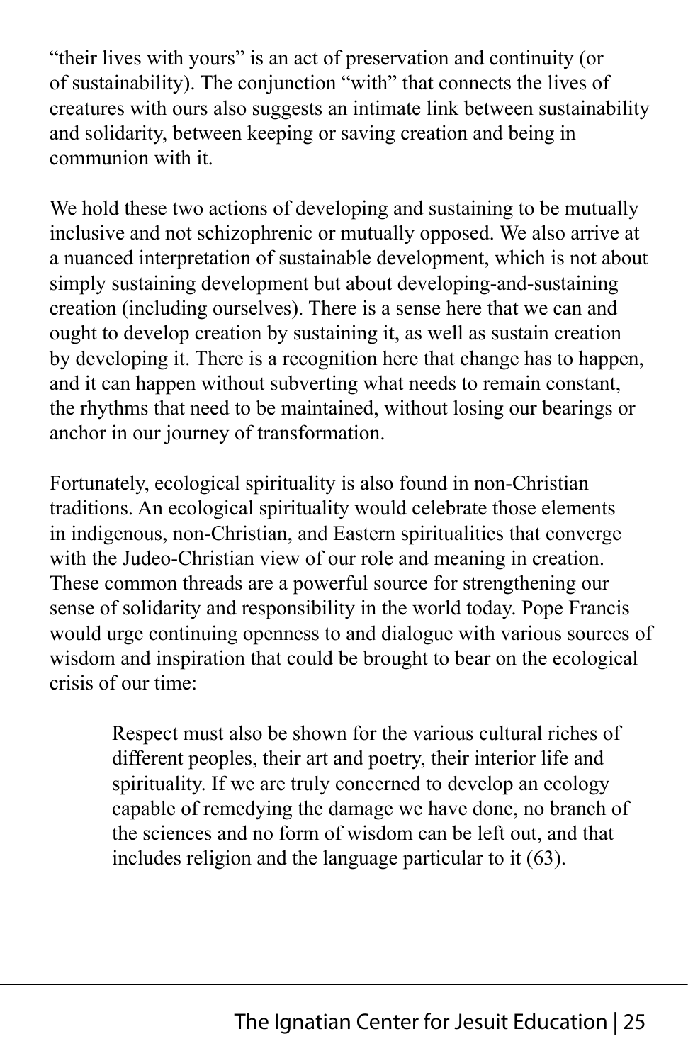"their lives with yours" is an act of preservation and continuity (or of sustainability). The conjunction "with" that connects the lives of creatures with ours also suggests an intimate link between sustainability and solidarity, between keeping or saving creation and being in communion with it.

We hold these two actions of developing and sustaining to be mutually inclusive and not schizophrenic or mutually opposed. We also arrive at a nuanced interpretation of sustainable development, which is not about simply sustaining development but about developing-and-sustaining creation (including ourselves). There is a sense here that we can and ought to develop creation by sustaining it, as well as sustain creation by developing it. There is a recognition here that change has to happen, and it can happen without subverting what needs to remain constant, the rhythms that need to be maintained, without losing our bearings or anchor in our journey of transformation.

Fortunately, ecological spirituality is also found in non-Christian traditions. An ecological spirituality would celebrate those elements in indigenous, non-Christian, and Eastern spiritualities that converge with the Judeo-Christian view of our role and meaning in creation. These common threads are a powerful source for strengthening our sense of solidarity and responsibility in the world today. Pope Francis would urge continuing openness to and dialogue with various sources of wisdom and inspiration that could be brought to bear on the ecological crisis of our time:

> Respect must also be shown for the various cultural riches of different peoples, their art and poetry, their interior life and spirituality. If we are truly concerned to develop an ecology capable of remedying the damage we have done, no branch of the sciences and no form of wisdom can be left out, and that includes religion and the language particular to it (63).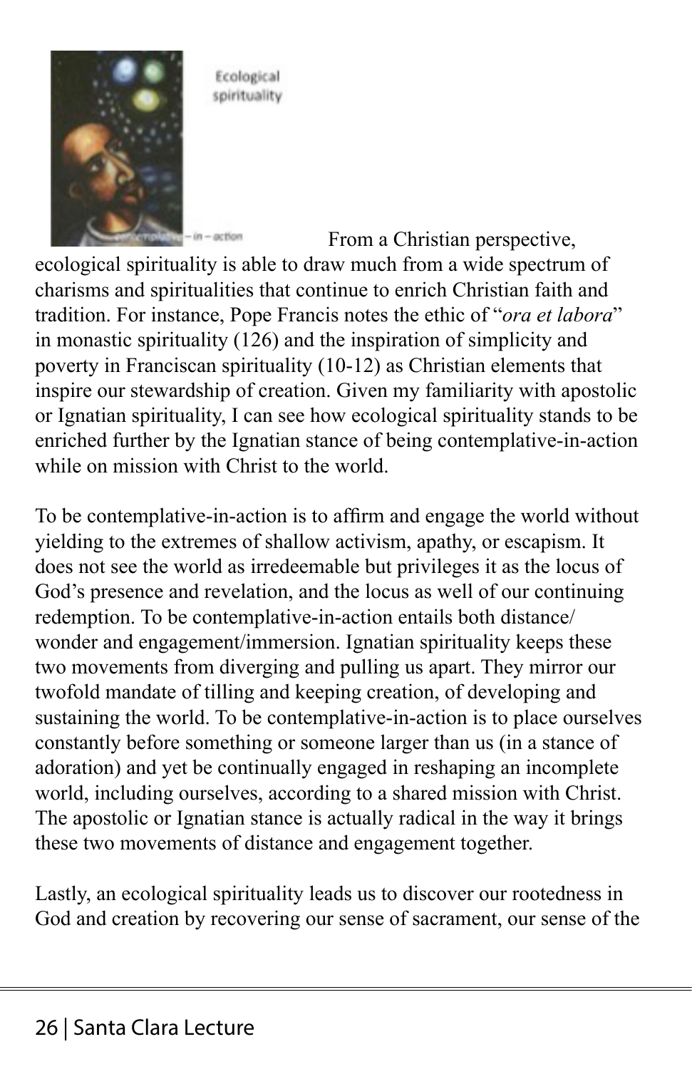Ecological spirituality

contemplative-in-action

From a Christian perspective, ecological spirituality is able to draw much from a wide spectrum of charisms and spiritualities that continue to enrich Christian faith and tradition. For instance, Pope Francis notes the ethic of "*ora et labora*" in monastic spirituality (126) and the inspiration of simplicity and poverty in Franciscan spirituality (10-12) as Christian elements that inspire our stewardship of creation. Given my familiarity with apostolic or Ignatian spirituality, I can see how ecological spirituality stands to be enriched further by the Ignatian stance of being contemplative-in-action while on mission with Christ to the world.

To be contemplative-in-action is to affirm and engage the world without yielding to the extremes of shallow activism, apathy, or escapism. It does not see the world as irredeemable but privileges it as the locus of God's presence and revelation, and the locus as well of our continuing redemption. To be contemplative-in-action entails both distance/wonder and engagement/immersion. Ignatian spirituality keeps these two movements from diverging and pulling us apart. They mirror our twofold mandate of tilling and keeping creation, of developing and sustaining the world. To be contemplative-in-action is to place ourselves constantly before something or someone larger than us (in a stance of adoration) and yet be continually engaged in reshaping an incomplete world, including ourselves, according to a shared mission with Christ. The apostolic or Ignatian stance is actually radical in the way it brings these two movements of distance and engagement together.

Lastly, an ecological spirituality leads us to discover our rootedness in God and creation by recovering our sense of sacrament, our sense of the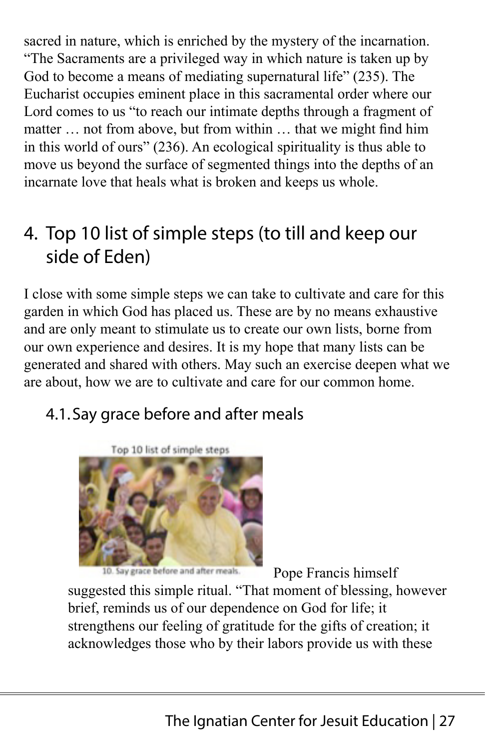sacred in nature, which is enriched by the mystery of the incarnation. “The Sacraments are a privileged way in which nature is taken up by God to become a means of mediating supernatural life” (235). The Eucharist occupies eminent place in this sacramental order where our Lord comes to us “to reach our intimate depths through a fragment of matter … not from above, but from within … that we might find him in this world of ours” (236). An ecological spirituality is thus able to move us beyond the surface of segmented things into the depths of an incarnate love that heals what is broken and keeps us whole.

## 4. Top 10 list of simple steps (to till and keep our side of Eden)

I close with some simple steps we can take to cultivate and care for this garden in which God has placed us. These are by no means exhaustive and are only meant to stimulate us to create our own lists, borne from our own experience and desires. It is my hope that many lists can be generated and shared with others. May such an exercise deepen what we are about, how we are to cultivate and care for our common home.

### 4.1. Say grace before and after meals

Top 10 list of simple steps

10. Say grace before and after meals.

Pope Francis himself suggested this simple ritual. “That moment of blessing, however brief, reminds us of our dependence on God for life; it strengthens our feeling of gratitude for the gifts of creation; it acknowledges those who by their labors provide us with these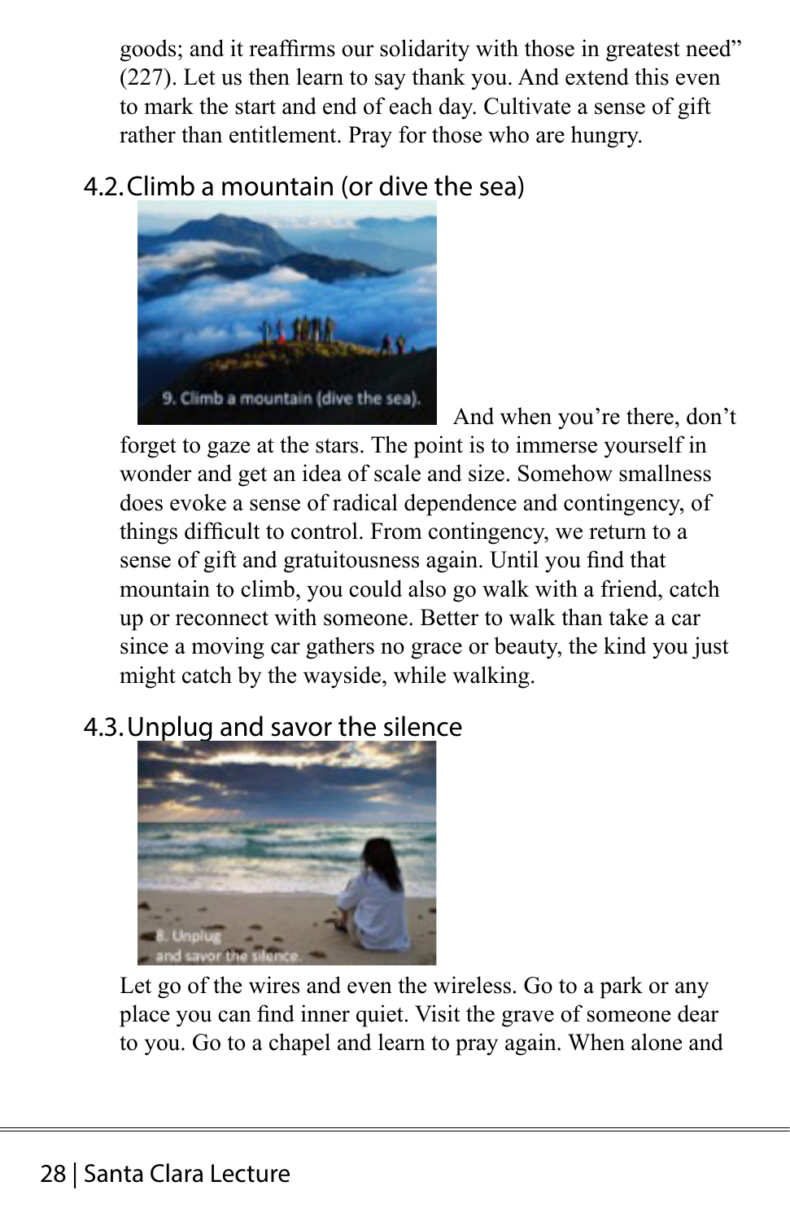goods; and it reaffirms our solidarity with those in greatest need" (227). Let us then learn to say thank you. And extend this even to mark the start and end of each day. Cultivate a sense of gift rather than entitlement. Pray for those who are hungry.

### 4.2. Climb a mountain (or dive the sea)

And when you're there, don't forget to gaze at the stars. The point is to immerse yourself in wonder and get an idea of scale and size. Somehow smallness does evoke a sense of radical dependence and contingency, of things difficult to control. From contingency, we return to a sense of gift and gratuitousness again. Until you find that mountain to climb, you could also go walk with a friend, catch up or reconnect with someone. Better to walk than take a car since a moving car gathers no grace or beauty, the kind you just might catch by the wayside, while walking.

### 4.3. Unplug and savor the silence

Let go of the wires and even the wireless. Go to a park or any place you can find inner quiet. Visit the grave of someone dear to you. Go to a chapel and learn to pray again. When alone and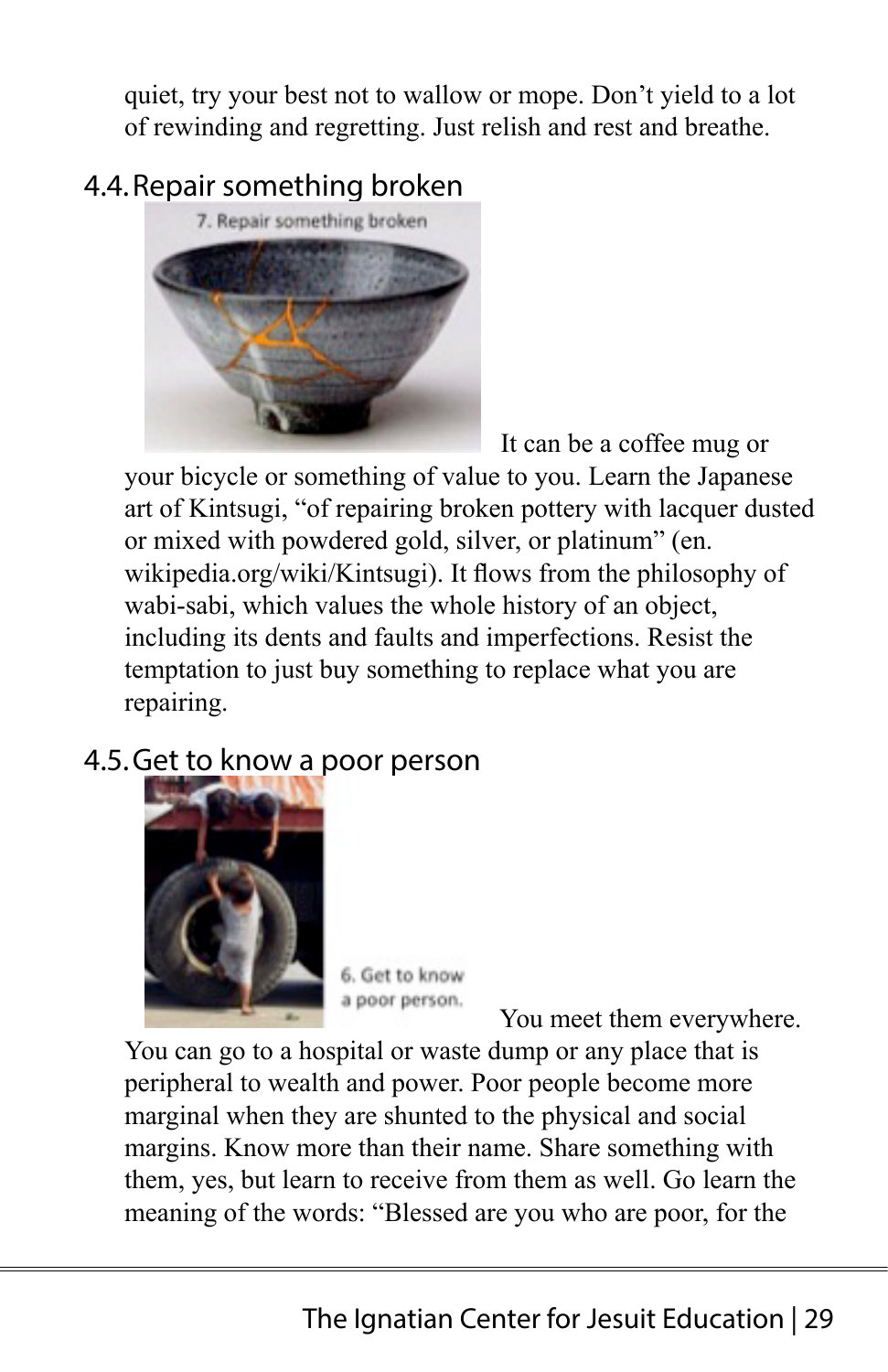quiet, try your best not to wallow or mope. Don't yield to a lot of rewinding and regretting. Just relish and rest and breathe.

## 4.4. Repair something broken

It can be a coffee mug or your bicycle or something of value to you. Learn the Japanese art of Kintsugi, "of repairing broken pottery with lacquer dusted or mixed with powdered gold, silver, or platinum" (en.wikipedia.org/wiki/Kintsugi). It flows from the philosophy of wabi-sabi, which values the whole history of an object, including its dents and faults and imperfections. Resist the temptation to just buy something to replace what you are repairing.

## 4.5. Get to know a poor person

You meet them everywhere. You can go to a hospital or waste dump or any place that is peripheral to wealth and power. Poor people become more marginal when they are shunted to the physical and social margins. Know more than their name. Share something with them, yes, but learn to receive from them as well. Go learn the meaning of the words: "Blessed are you who are poor, for the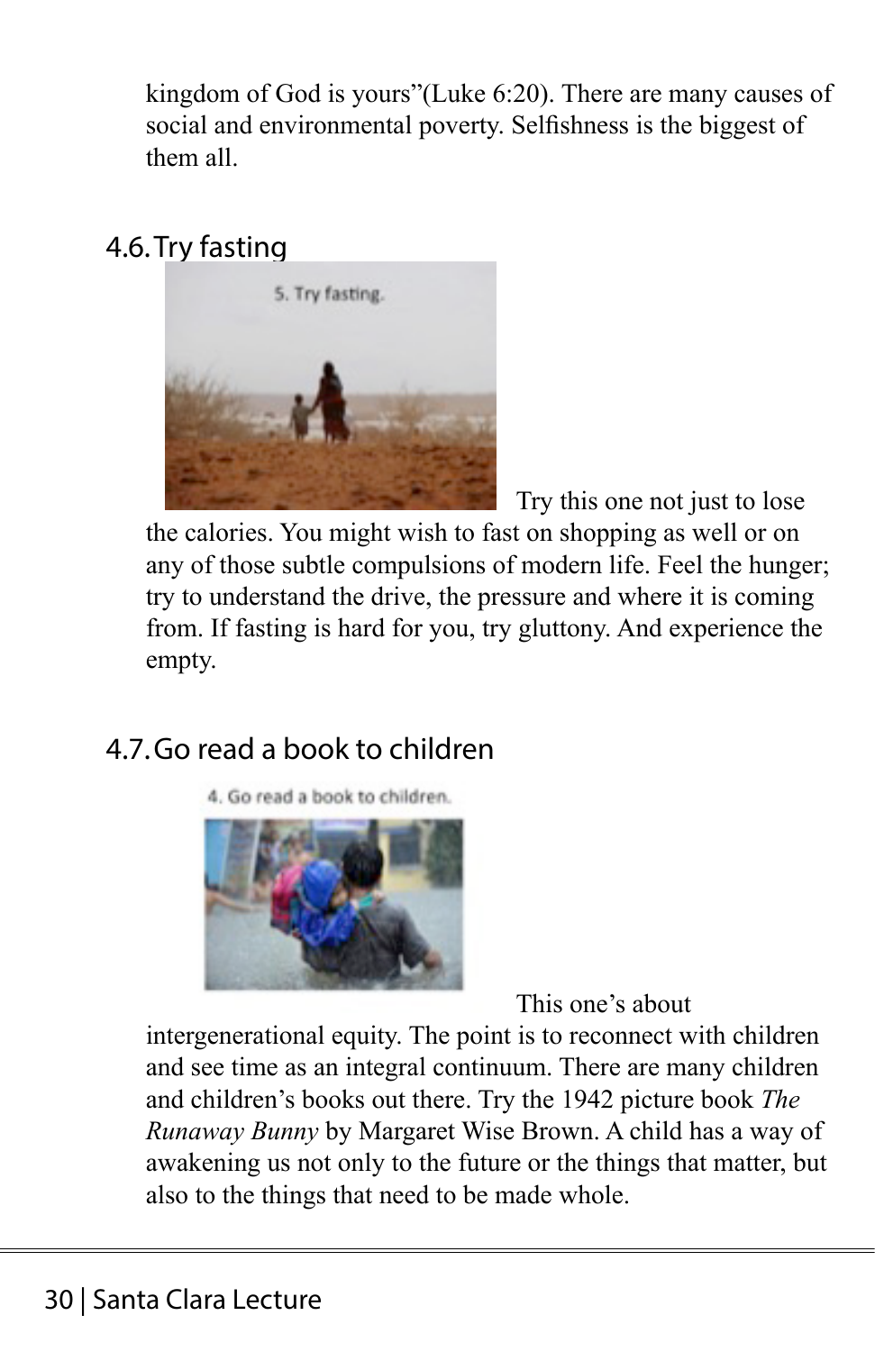kingdom of God is yours"(Luke 6:20). There are many causes of social and environmental poverty. Selfishness is the biggest of them all.

## 4.6. Try fasting

Try this one not just to lose the calories. You might wish to fast on shopping as well or on any of those subtle compulsions of modern life. Feel the hunger; try to understand the drive, the pressure and where it is coming from. If fasting is hard for you, try gluttony. And experience the empty.

## 4.7. Go read a book to children

This one's about intergenerational equity. The point is to reconnect with children and see time as an integral continuum. There are many children and children's books out there. Try the 1942 picture book *The Runaway Bunny* by Margaret Wise Brown. A child has a way of awakening us not only to the future or the things that matter, but also to the things that need to be made whole.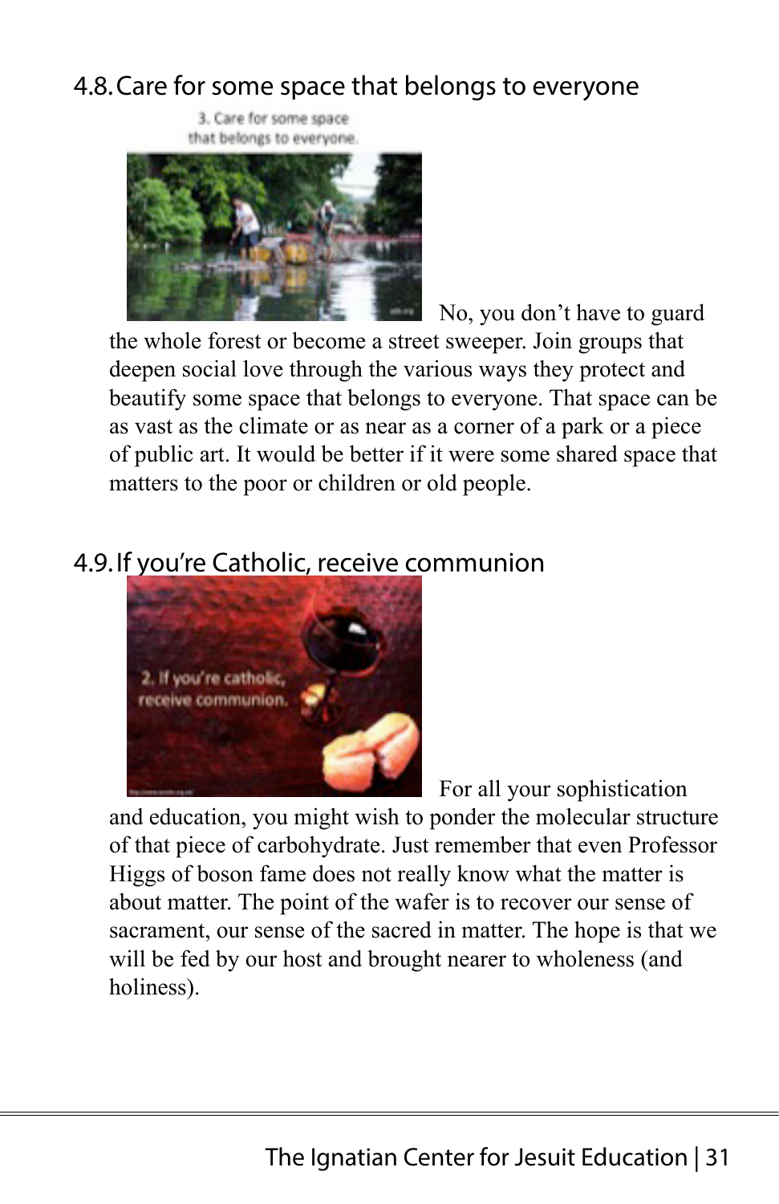## 4.8. Care for some space that belongs to everyone

No, you don't have to guard the whole forest or become a street sweeper. Join groups that deepen social love through the various ways they protect and beautify some space that belongs to everyone. That space can be as vast as the climate or as near as a corner of a park or a piece of public art. It would be better if it were some shared space that matters to the poor or children or old people.

## 4.9. If you're Catholic, receive communion

For all your sophistication and education, you might wish to ponder the molecular structure of that piece of carbohydrate. Just remember that even Professor Higgs of boson fame does not really know what the matter is about matter. The point of the wafer is to recover our sense of sacrament, our sense of the sacred in matter. The hope is that we will be fed by our host and brought nearer to wholeness (and holiness).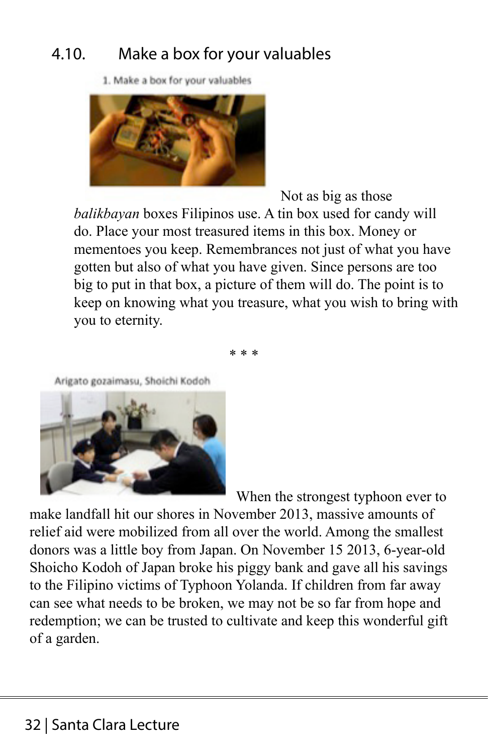## 4.10. Make a box for your valuables

1. Make a box for your valuables

Not as big as those *balikbayan* boxes Filipinos use. A tin box used for candy will do. Place your most treasured items in this box. Money or mementoes you keep. Remembrances not just of what you have gotten but also of what you have given. Since persons are too big to put in that box, a picture of them will do. The point is to keep on knowing what you treasure, what you wish to bring with you to eternity.

\* \* \*

Arigato gozaimasu, Shoichi Kodoh

When the strongest typhoon ever to make landfall hit our shores in November 2013, massive amounts of relief aid were mobilized from all over the world. Among the smallest donors was a little boy from Japan. On November 15 2013, 6-year-old Shoicho Kodoh of Japan broke his piggy bank and gave all his savings to the Filipino victims of Typhoon Yolanda. If children from far away can see what needs to be broken, we may not be so far from hope and redemption; we can be trusted to cultivate and keep this wonderful gift of a garden.